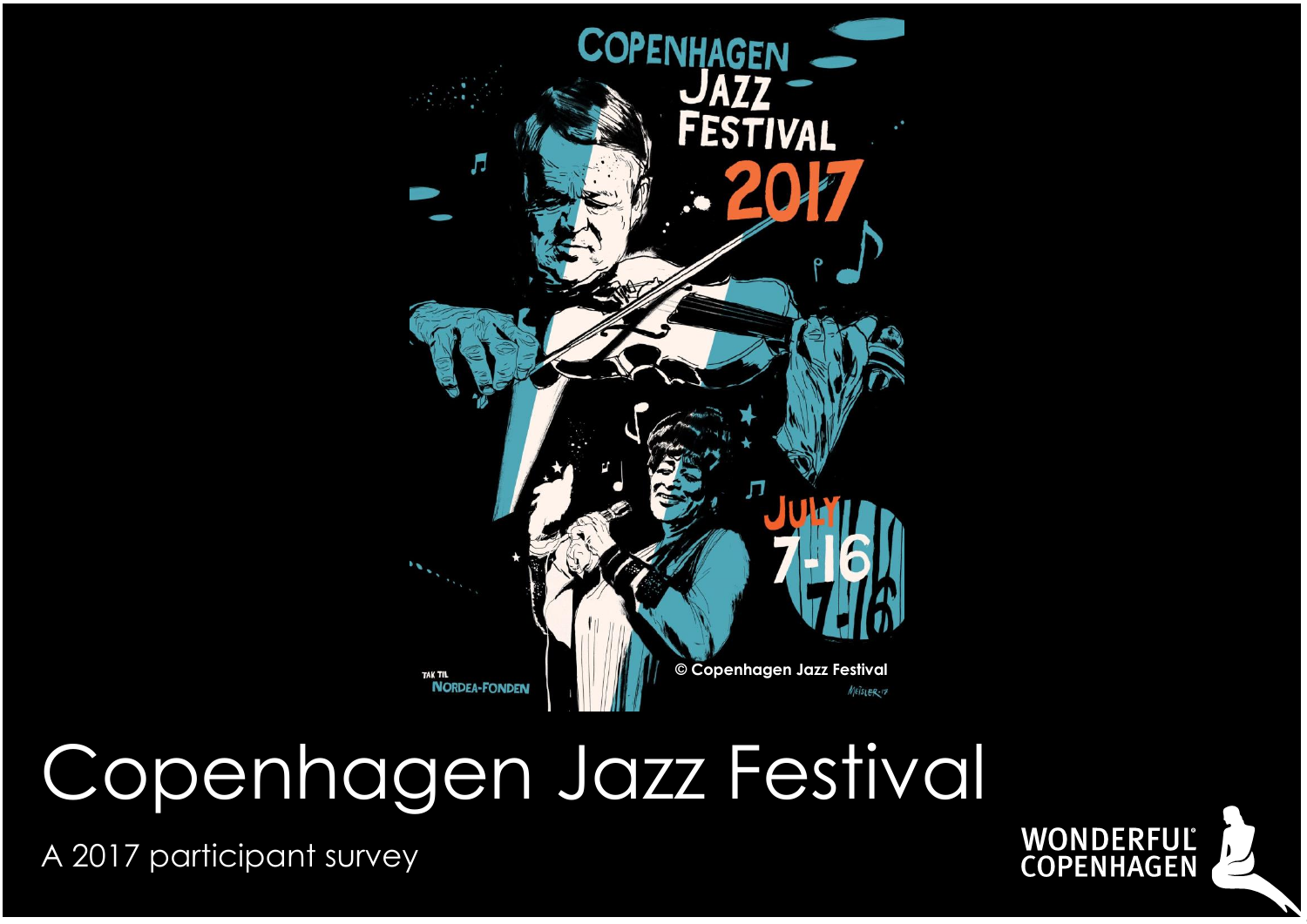# Copenhagen Jazz Festival

A 2017 participant survey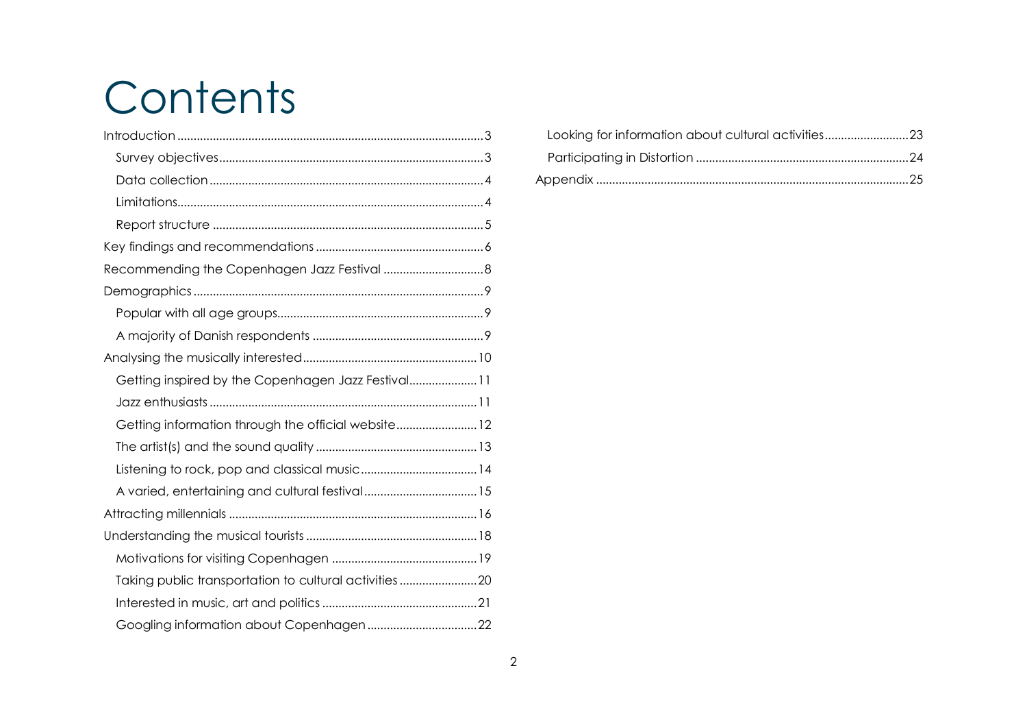# Contents

- Introduction ..... 3
  - Survey objectives ..... 3
  - Data collection ..... 4
  - Limitations ..... 4
  - Report structure ..... 5
- Key findings and recommendations ..... 6
- Recommending the Copenhagen Jazz Festival ..... 8
- Demographics ..... 9
  - Popular with all age groups ..... 9
  - A majority of Danish respondents ..... 9
- Analysing the musically interested ..... 10
  - Getting inspired by the Copenhagen Jazz Festival ..... 11
  - Jazz enthusiasts ..... 11
  - Getting information through the official website ..... 12
  - The artist(s) and the sound quality ..... 13
  - Listening to rock, pop and classical music ..... 14
  - A varied, entertaining and cultural festival ..... 15
- Attracting millennials ..... 16
- Understanding the musical tourists ..... 18
  - Motivations for visiting Copenhagen ..... 19
  - Taking public transportation to cultural activities ..... 20
  - Interested in music, art and politics ..... 21
  - Googling information about Copenhagen ..... 22
  - Looking for information about cultural activities ..... 23
  - Participating in Distortion ..... 24
- Appendix ..... 25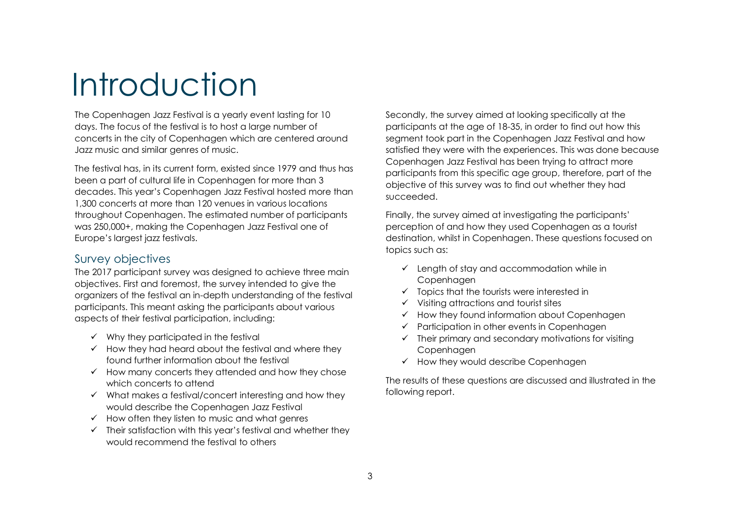# Introduction

The Copenhagen Jazz Festival is a yearly event lasting for 10 days. The focus of the festival is to host a large number of concerts in the city of Copenhagen which are centered around Jazz music and similar genres of music.

The festival has, in its current form, existed since 1979 and thus has been a part of cultural life in Copenhagen for more than 3 decades. This year's Copenhagen Jazz Festival hosted more than 1,300 concerts at more than 120 venues in various locations throughout Copenhagen. The estimated number of participants was 250,000+, making the Copenhagen Jazz Festival one of Europe's largest jazz festivals.

## Survey objectives

The 2017 participant survey was designed to achieve three main objectives. First and foremost, the survey intended to give the organizers of the festival an in-depth understanding of the festival participants. This meant asking the participants about various aspects of their festival participation, including:

- ✓ Why they participated in the festival
- ✓ How they had heard about the festival and where they found further information about the festival
- ✓ How many concerts they attended and how they chose which concerts to attend
- ✓ What makes a festival/concert interesting and how they would describe the Copenhagen Jazz Festival
- ✓ How often they listen to music and what genres
- ✓ Their satisfaction with this year's festival and whether they would recommend the festival to others

Secondly, the survey aimed at looking specifically at the participants at the age of 18-35, in order to find out how this segment took part in the Copenhagen Jazz Festival and how satisfied they were with the experiences. This was done because Copenhagen Jazz Festival has been trying to attract more participants from this specific age group, therefore, part of the objective of this survey was to find out whether they had succeeded.

Finally, the survey aimed at investigating the participants' perception of and how they used Copenhagen as a tourist destination, whilst in Copenhagen. These questions focused on topics such as:

- ✓ Length of stay and accommodation while in Copenhagen
- ✓ Topics that the tourists were interested in
- ✓ Visiting attractions and tourist sites
- ✓ How they found information about Copenhagen
- ✓ Participation in other events in Copenhagen
- ✓ Their primary and secondary motivations for visiting Copenhagen
- ✓ How they would describe Copenhagen

The results of these questions are discussed and illustrated in the following report.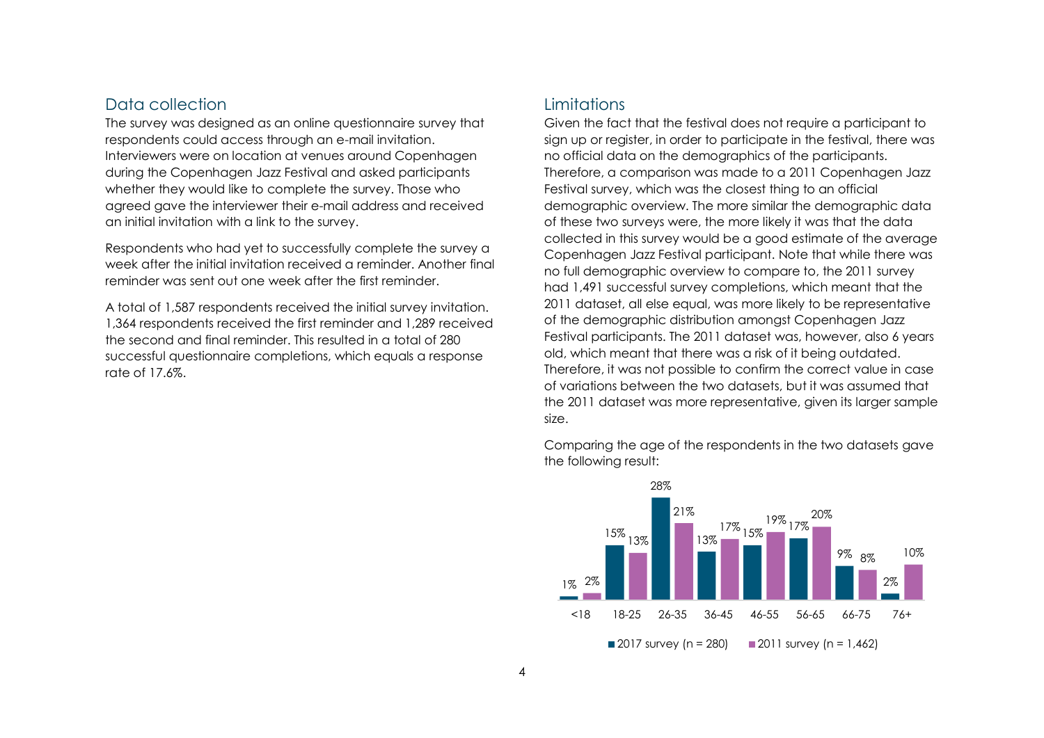## Data collection

The survey was designed as an online questionnaire survey that respondents could access through an e-mail invitation. Interviewers were on location at venues around Copenhagen during the Copenhagen Jazz Festival and asked participants whether they would like to complete the survey. Those who agreed gave the interviewer their e-mail address and received an initial invitation with a link to the survey.

Respondents who had yet to successfully complete the survey a week after the initial invitation received a reminder. Another final reminder was sent out one week after the first reminder.

A total of 1,587 respondents received the initial survey invitation. 1,364 respondents received the first reminder and 1,289 received the second and final reminder. This resulted in a total of 280 successful questionnaire completions, which equals a response rate of 17.6%.

## Limitations

Given the fact that the festival does not require a participant to sign up or register, in order to participate in the festival, there was no official data on the demographics of the participants. Therefore, a comparison was made to a 2011 Copenhagen Jazz Festival survey, which was the closest thing to an official demographic overview. The more similar the demographic data of these two surveys were, the more likely it was that the data collected in this survey would be a good estimate of the average Copenhagen Jazz Festival participant. Note that while there was no full demographic overview to compare to, the 2011 survey had 1,491 successful survey completions, which meant that the 2011 dataset, all else equal, was more likely to be representative of the demographic distribution amongst Copenhagen Jazz Festival participants. The 2011 dataset was, however, also 6 years old, which meant that there was a risk of it being outdated. Therefore, it was not possible to confirm the correct value in case of variations between the two datasets, but it was assumed that the 2011 dataset was more representative, given its larger sample size.

Comparing the age of the respondents in the two datasets gave the following result:

| Age | 2017 survey (n = 280) | 2011 survey (n = 1,462) |
| --- | --- | --- |
| <18 | 1% | 2% |
| 18-25 | 15% | 13% |
| 26-35 | 28% | 21% |
| 36-45 | 13% | 17% |
| 46-55 | 15% | 19% |
| 56-65 | 17% | 20% |
| 66-75 | 9% | 8% |
| 76+ | 2% | 10% |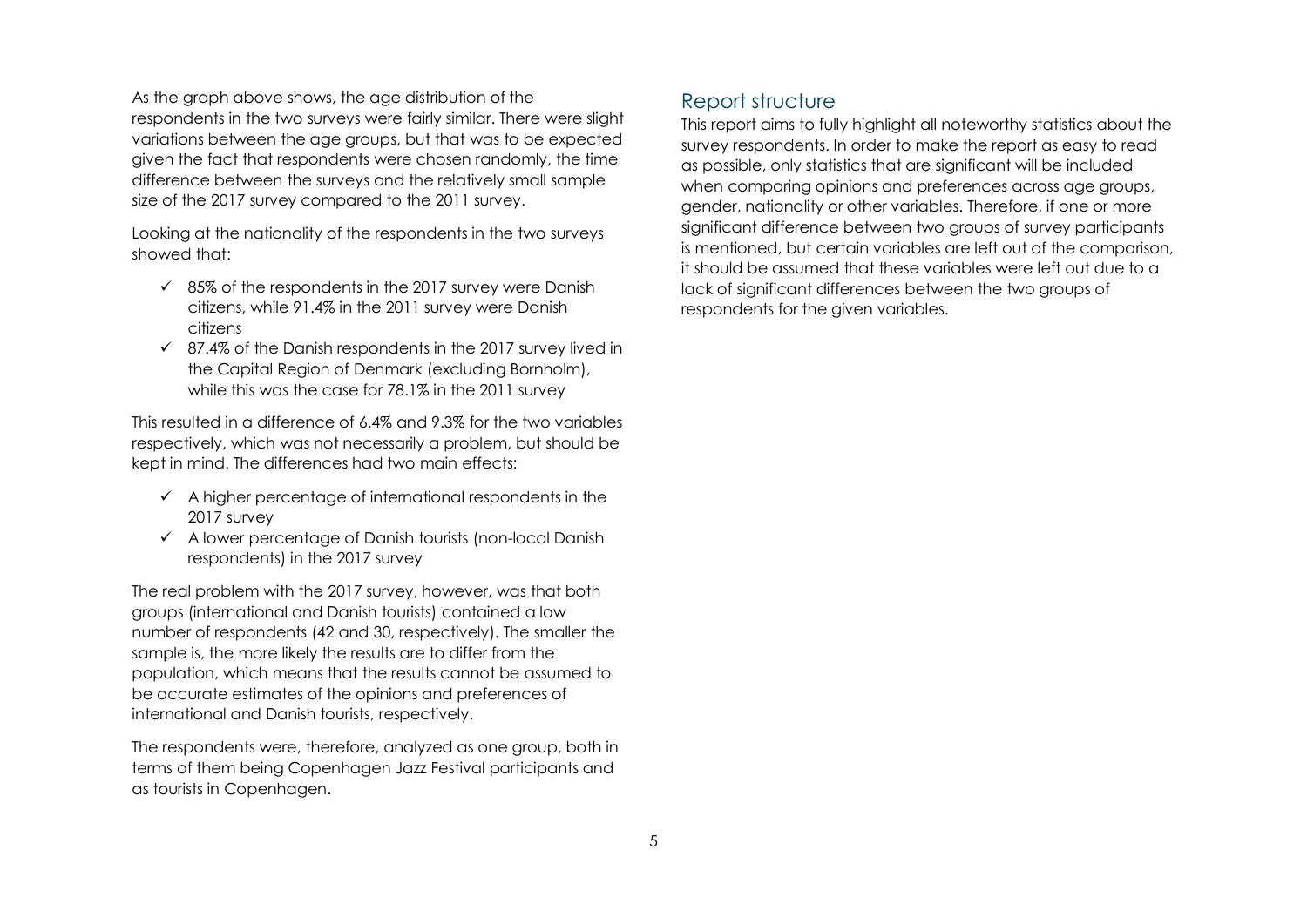As the graph above shows, the age distribution of the respondents in the two surveys were fairly similar. There were slight variations between the age groups, but that was to be expected given the fact that respondents were chosen randomly, the time difference between the surveys and the relatively small sample size of the 2017 survey compared to the 2011 survey.

Looking at the nationality of the respondents in the two surveys showed that:

- ✓ 85% of the respondents in the 2017 survey were Danish citizens, while 91.4% in the 2011 survey were Danish citizens
- ✓ 87.4% of the Danish respondents in the 2017 survey lived in the Capital Region of Denmark (excluding Bornholm), while this was the case for 78.1% in the 2011 survey

This resulted in a difference of 6.4% and 9.3% for the two variables respectively, which was not necessarily a problem, but should be kept in mind. The differences had two main effects:

- ✓ A higher percentage of international respondents in the 2017 survey
- ✓ A lower percentage of Danish tourists (non-local Danish respondents) in the 2017 survey

The real problem with the 2017 survey, however, was that both groups (international and Danish tourists) contained a low number of respondents (42 and 30, respectively). The smaller the sample is, the more likely the results are to differ from the population, which means that the results cannot be assumed to be accurate estimates of the opinions and preferences of international and Danish tourists, respectively.

The respondents were, therefore, analyzed as one group, both in terms of them being Copenhagen Jazz Festival participants and as tourists in Copenhagen.

## Report structure

This report aims to fully highlight all noteworthy statistics about the survey respondents. In order to make the report as easy to read as possible, only statistics that are significant will be included when comparing opinions and preferences across age groups, gender, nationality or other variables. Therefore, if one or more significant difference between two groups of survey participants is mentioned, but certain variables are left out of the comparison, it should be assumed that these variables were left out due to a lack of significant differences between the two groups of respondents for the given variables.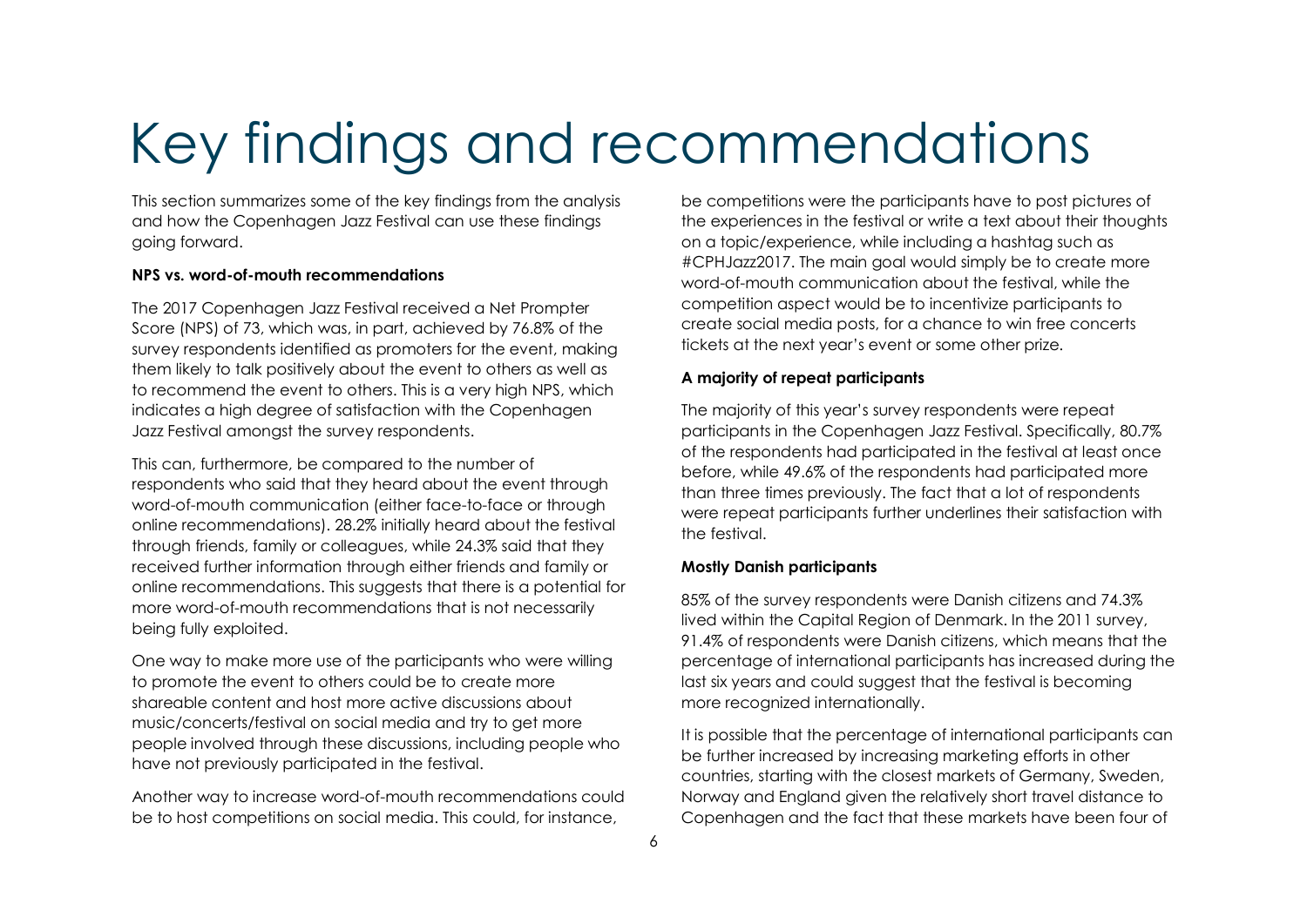# Key findings and recommendations

This section summarizes some of the key findings from the analysis and how the Copenhagen Jazz Festival can use these findings going forward.

**NPS vs. word-of-mouth recommendations**

The 2017 Copenhagen Jazz Festival received a Net Prompter Score (NPS) of 73, which was, in part, achieved by 76.8% of the survey respondents identified as promoters for the event, making them likely to talk positively about the event to others as well as to recommend the event to others. This is a very high NPS, which indicates a high degree of satisfaction with the Copenhagen Jazz Festival amongst the survey respondents.

This can, furthermore, be compared to the number of respondents who said that they heard about the event through word-of-mouth communication (either face-to-face or through online recommendations). 28.2% initially heard about the festival through friends, family or colleagues, while 24.3% said that they received further information through either friends and family or online recommendations. This suggests that there is a potential for more word-of-mouth recommendations that is not necessarily being fully exploited.

One way to make more use of the participants who were willing to promote the event to others could be to create more shareable content and host more active discussions about music/concerts/festival on social media and try to get more people involved through these discussions, including people who have not previously participated in the festival.

Another way to increase word-of-mouth recommendations could be to host competitions on social media. This could, for instance, be competitions were the participants have to post pictures of the experiences in the festival or write a text about their thoughts on a topic/experience, while including a hashtag such as #CPHJazz2017. The main goal would simply be to create more word-of-mouth communication about the festival, while the competition aspect would be to incentivize participants to create social media posts, for a chance to win free concerts tickets at the next year's event or some other prize.

**A majority of repeat participants**

The majority of this year's survey respondents were repeat participants in the Copenhagen Jazz Festival. Specifically, 80.7% of the respondents had participated in the festival at least once before, while 49.6% of the respondents had participated more than three times previously. The fact that a lot of respondents were repeat participants further underlines their satisfaction with the festival.

**Mostly Danish participants**

85% of the survey respondents were Danish citizens and 74.3% lived within the Capital Region of Denmark. In the 2011 survey, 91.4% of respondents were Danish citizens, which means that the percentage of international participants has increased during the last six years and could suggest that the festival is becoming more recognized internationally.

It is possible that the percentage of international participants can be further increased by increasing marketing efforts in other countries, starting with the closest markets of Germany, Sweden, Norway and England given the relatively short travel distance to Copenhagen and the fact that these markets have been four of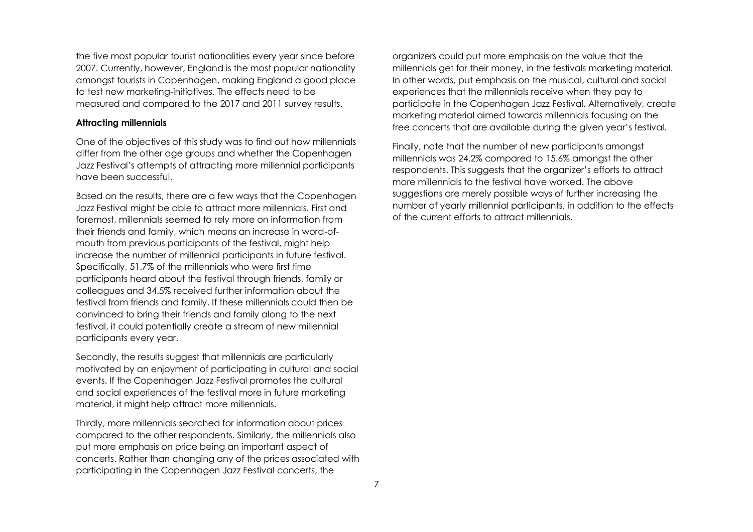the five most popular tourist nationalities every year since before 2007. Currently, however, England is the most popular nationality amongst tourists in Copenhagen, making England a good place to test new marketing-initiatives. The effects need to be measured and compared to the 2017 and 2011 survey results.

**Attracting millennials**

One of the objectives of this study was to find out how millennials differ from the other age groups and whether the Copenhagen Jazz Festival's attempts of attracting more millennial participants have been successful.

Based on the results, there are a few ways that the Copenhagen Jazz Festival might be able to attract more millennials. First and foremost, millennials seemed to rely more on information from their friends and family, which means an increase in word-of-mouth from previous participants of the festival, might help increase the number of millennial participants in future festival. Specifically, 51.7% of the millennials who were first time participants heard about the festival through friends, family or colleagues and 34.5% received further information about the festival from friends and family. If these millennials could then be convinced to bring their friends and family along to the next festival, it could potentially create a stream of new millennial participants every year.

Secondly, the results suggest that millennials are particularly motivated by an enjoyment of participating in cultural and social events. If the Copenhagen Jazz Festival promotes the cultural and social experiences of the festival more in future marketing material, it might help attract more millennials.

Thirdly, more millennials searched for information about prices compared to the other respondents. Similarly, the millennials also put more emphasis on price being an important aspect of concerts. Rather than changing any of the prices associated with participating in the Copenhagen Jazz Festival concerts, the organizers could put more emphasis on the value that the millennials get for their money, in the festivals marketing material. In other words, put emphasis on the musical, cultural and social experiences that the millennials receive when they pay to participate in the Copenhagen Jazz Festival. Alternatively, create marketing material aimed towards millennials focusing on the free concerts that are available during the given year's festival.

Finally, note that the number of new participants amongst millennials was 24.2% compared to 15.6% amongst the other respondents. This suggests that the organizer's efforts to attract more millennials to the festival have worked. The above suggestions are merely possible ways of further increasing the number of yearly millennial participants, in addition to the effects of the current efforts to attract millennials.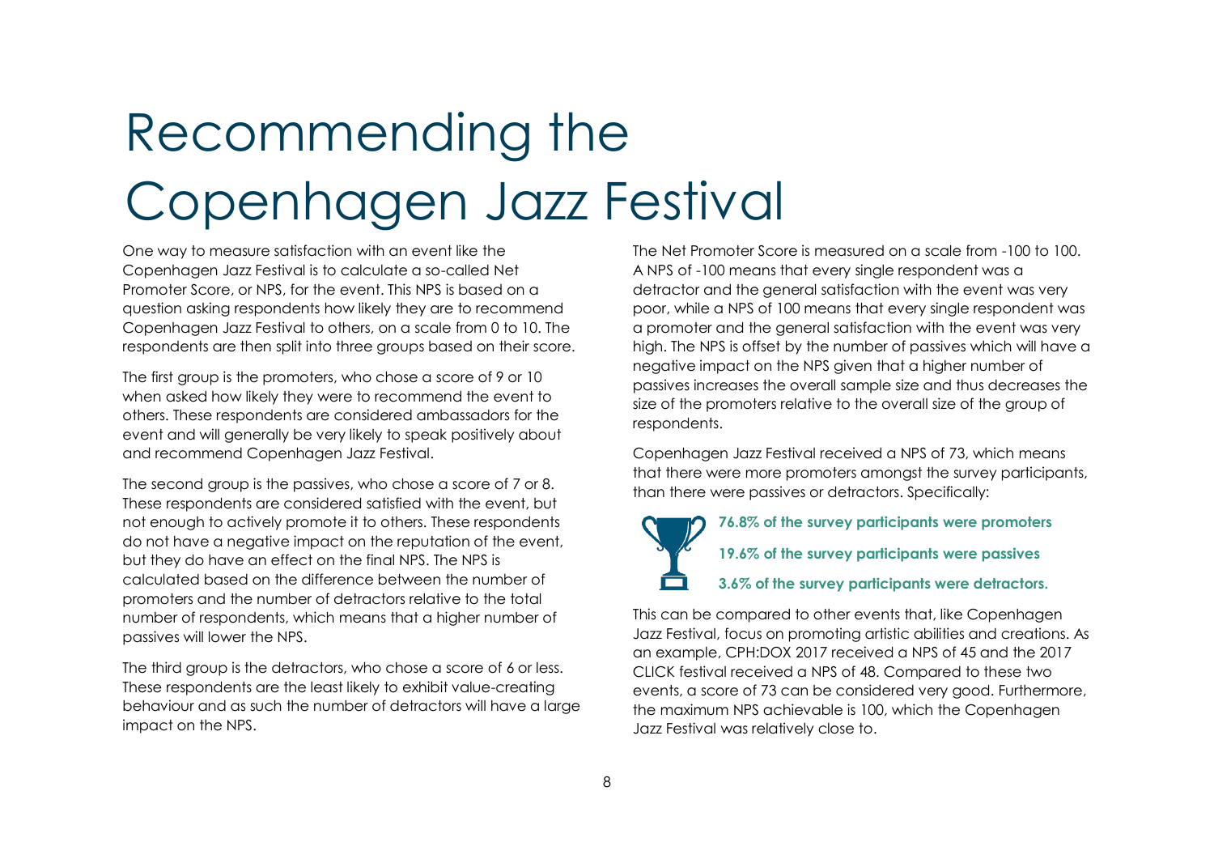# Recommending the Copenhagen Jazz Festival

One way to measure satisfaction with an event like the Copenhagen Jazz Festival is to calculate a so-called Net Promoter Score, or NPS, for the event. This NPS is based on a question asking respondents how likely they are to recommend Copenhagen Jazz Festival to others, on a scale from 0 to 10. The respondents are then split into three groups based on their score.

The first group is the promoters, who chose a score of 9 or 10 when asked how likely they were to recommend the event to others. These respondents are considered ambassadors for the event and will generally be very likely to speak positively about and recommend Copenhagen Jazz Festival.

The second group is the passives, who chose a score of 7 or 8. These respondents are considered satisfied with the event, but not enough to actively promote it to others. These respondents do not have a negative impact on the reputation of the event, but they do have an effect on the final NPS. The NPS is calculated based on the difference between the number of promoters and the number of detractors relative to the total number of respondents, which means that a higher number of passives will lower the NPS.

The third group is the detractors, who chose a score of 6 or less. These respondents are the least likely to exhibit value-creating behaviour and as such the number of detractors will have a large impact on the NPS.

The Net Promoter Score is measured on a scale from -100 to 100. A NPS of -100 means that every single respondent was a detractor and the general satisfaction with the event was very poor, while a NPS of 100 means that every single respondent was a promoter and the general satisfaction with the event was very high. The NPS is offset by the number of passives which will have a negative impact on the NPS given that a higher number of passives increases the overall sample size and thus decreases the size of the promoters relative to the overall size of the group of respondents.

Copenhagen Jazz Festival received a NPS of 73, which means that there were more promoters amongst the survey participants, than there were passives or detractors. Specifically:

**76.8% of the survey participants were promoters**

**19.6% of the survey participants were passives**

**3.6% of the survey participants were detractors.**

This can be compared to other events that, like Copenhagen Jazz Festival, focus on promoting artistic abilities and creations. As an example, CPH:DOX 2017 received a NPS of 45 and the 2017 CLICK festival received a NPS of 48. Compared to these two events, a score of 73 can be considered very good. Furthermore, the maximum NPS achievable is 100, which the Copenhagen Jazz Festival was relatively close to.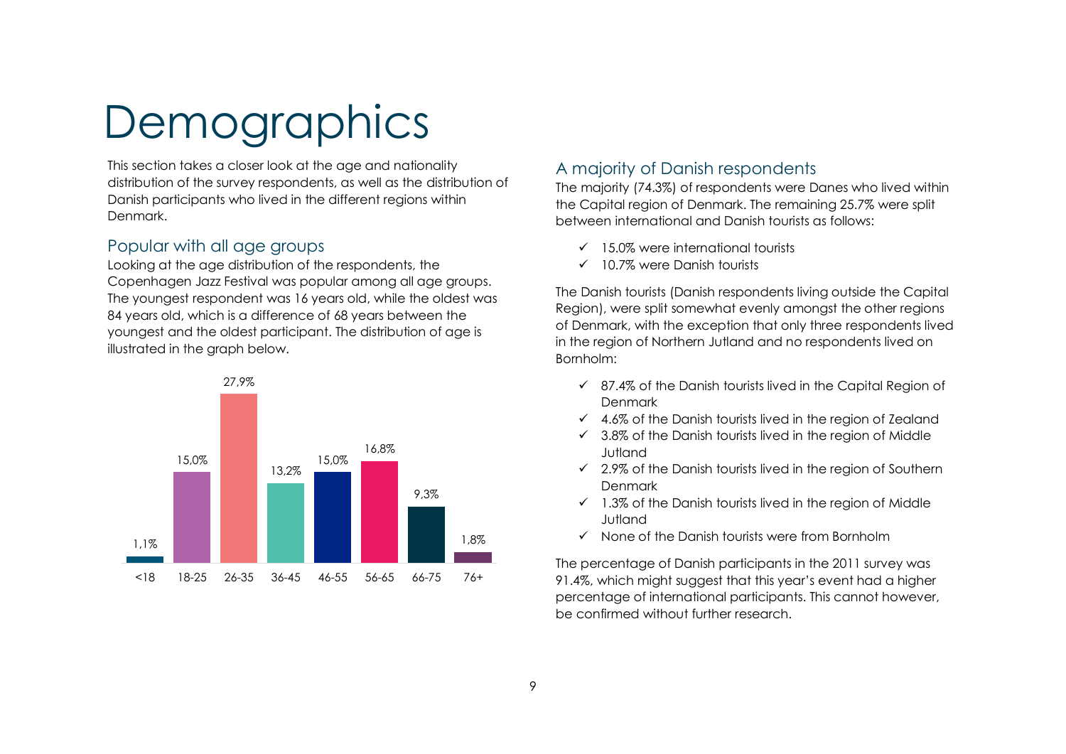# Demographics

This section takes a closer look at the age and nationality distribution of the survey respondents, as well as the distribution of Danish participants who lived in the different regions within Denmark.

## Popular with all age groups

Looking at the age distribution of the respondents, the Copenhagen Jazz Festival was popular among all age groups. The youngest respondent was 16 years old, while the oldest was 84 years old, which is a difference of 68 years between the youngest and the oldest participant. The distribution of age is illustrated in the graph below.

| <18 | 18-25 | 26-35 | 36-45 | 46-55 | 56-65 | 66-75 | 76+ |
|---|---|---|---|---|---|---|---|
| 1,1% | 15,0% | 27,9% | 13,2% | 15,0% | 16,8% | 9,3% | 1,8% |

## A majority of Danish respondents

The majority (74.3%) of respondents were Danes who lived within the Capital region of Denmark. The remaining 25.7% were split between international and Danish tourists as follows:

- ✓ 15.0% were international tourists
- ✓ 10.7% were Danish tourists

The Danish tourists (Danish respondents living outside the Capital Region), were split somewhat evenly amongst the other regions of Denmark, with the exception that only three respondents lived in the region of Northern Jutland and no respondents lived on Bornholm:

- ✓ 87.4% of the Danish tourists lived in the Capital Region of Denmark
- ✓ 4.6% of the Danish tourists lived in the region of Zealand
- ✓ 3.8% of the Danish tourists lived in the region of Middle Jutland
- ✓ 2.9% of the Danish tourists lived in the region of Southern Denmark
- ✓ 1.3% of the Danish tourists lived in the region of Middle Jutland
- ✓ None of the Danish tourists were from Bornholm

The percentage of Danish participants in the 2011 survey was 91.4%, which might suggest that this year's event had a higher percentage of international participants. This cannot however, be confirmed without further research.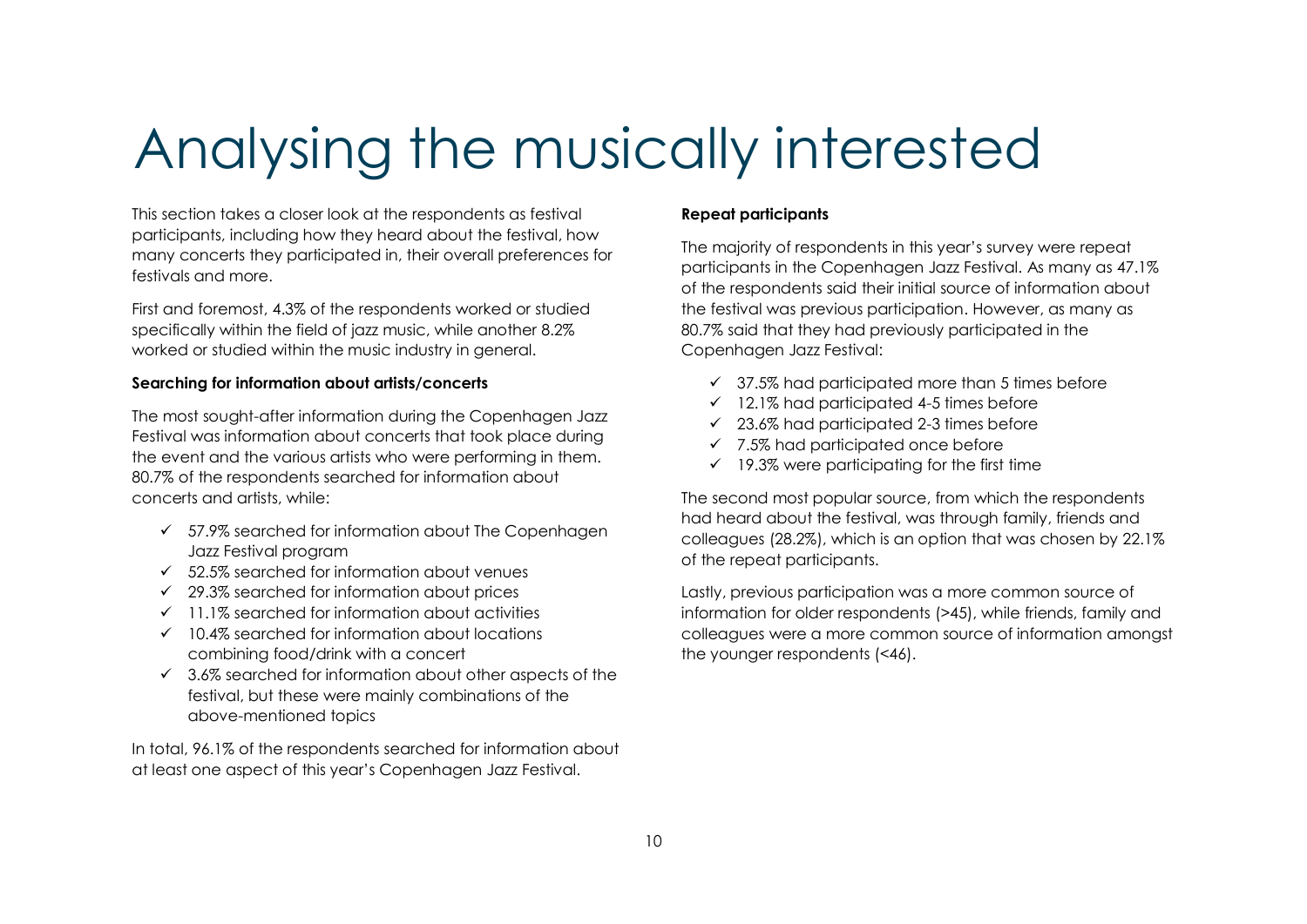# Analysing the musically interested

This section takes a closer look at the respondents as festival participants, including how they heard about the festival, how many concerts they participated in, their overall preferences for festivals and more.

First and foremost, 4.3% of the respondents worked or studied specifically within the field of jazz music, while another 8.2% worked or studied within the music industry in general.

**Searching for information about artists/concerts**

The most sought-after information during the Copenhagen Jazz Festival was information about concerts that took place during the event and the various artists who were performing in them. 80.7% of the respondents searched for information about concerts and artists, while:

- ✓ 57.9% searched for information about The Copenhagen Jazz Festival program
- ✓ 52.5% searched for information about venues
- ✓ 29.3% searched for information about prices
- ✓ 11.1% searched for information about activities
- ✓ 10.4% searched for information about locations combining food/drink with a concert
- ✓ 3.6% searched for information about other aspects of the festival, but these were mainly combinations of the above-mentioned topics

In total, 96.1% of the respondents searched for information about at least one aspect of this year's Copenhagen Jazz Festival.

**Repeat participants**

The majority of respondents in this year's survey were repeat participants in the Copenhagen Jazz Festival. As many as 47.1% of the respondents said their initial source of information about the festival was previous participation. However, as many as 80.7% said that they had previously participated in the Copenhagen Jazz Festival:

- ✓ 37.5% had participated more than 5 times before
- ✓ 12.1% had participated 4-5 times before
- ✓ 23.6% had participated 2-3 times before
- ✓ 7.5% had participated once before
- ✓ 19.3% were participating for the first time

The second most popular source, from which the respondents had heard about the festival, was through family, friends and colleagues (28.2%), which is an option that was chosen by 22.1% of the repeat participants.

Lastly, previous participation was a more common source of information for older respondents (>45), while friends, family and colleagues were a more common source of information amongst the younger respondents (<46).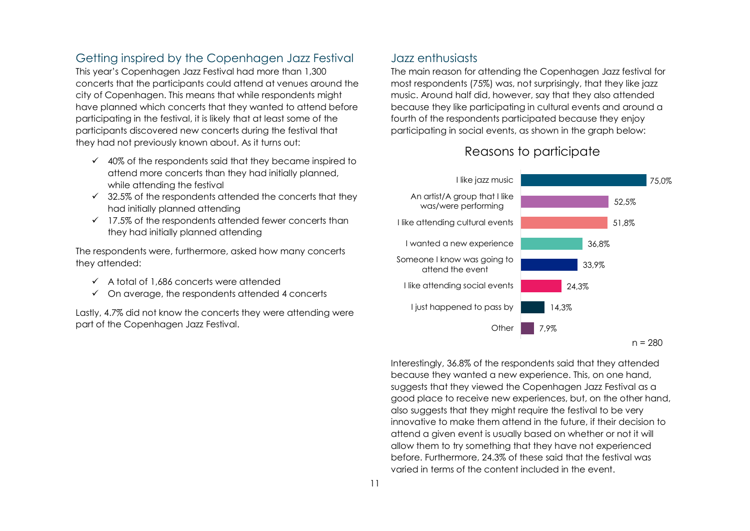## Getting inspired by the Copenhagen Jazz Festival

This year's Copenhagen Jazz Festival had more than 1,300 concerts that the participants could attend at venues around the city of Copenhagen. This means that while respondents might have planned which concerts that they wanted to attend before participating in the festival, it is likely that at least some of the participants discovered new concerts during the festival that they had not previously known about. As it turns out:

- ✓ 40% of the respondents said that they became inspired to attend more concerts than they had initially planned, while attending the festival
- ✓ 32.5% of the respondents attended the concerts that they had initially planned attending
- ✓ 17.5% of the respondents attended fewer concerts than they had initially planned attending

The respondents were, furthermore, asked how many concerts they attended:

- ✓ A total of 1,686 concerts were attended
- ✓ On average, the respondents attended 4 concerts

Lastly, 4.7% did not know the concerts they were attending were part of the Copenhagen Jazz Festival.

## Jazz enthusiasts

The main reason for attending the Copenhagen Jazz festival for most respondents (75%) was, not surprisingly, that they like jazz music. Around half did, however, say that they also attended because they like participating in cultural events and around a fourth of the respondents participated because they enjoy participating in social events, as shown in the graph below:

**Reasons to participate**

| Reason | Share |
|---|---|
| I like jazz music | 75,0% |
| An artist/A group that I like was/were performing | 52,5% |
| I like attending cultural events | 51,8% |
| I wanted a new experience | 36,8% |
| Someone I know was going to attend the event | 33,9% |
| I like attending social events | 24,3% |
| I just happened to pass by | 14,3% |
| Other | 7,9% |

n = 280

Interestingly, 36.8% of the respondents said that they attended because they wanted a new experience. This, on one hand, suggests that they viewed the Copenhagen Jazz Festival as a good place to receive new experiences, but, on the other hand, also suggests that they might require the festival to be very innovative to make them attend in the future, if their decision to attend a given event is usually based on whether or not it will allow them to try something that they have not experienced before. Furthermore, 24.3% of these said that the festival was varied in terms of the content included in the event.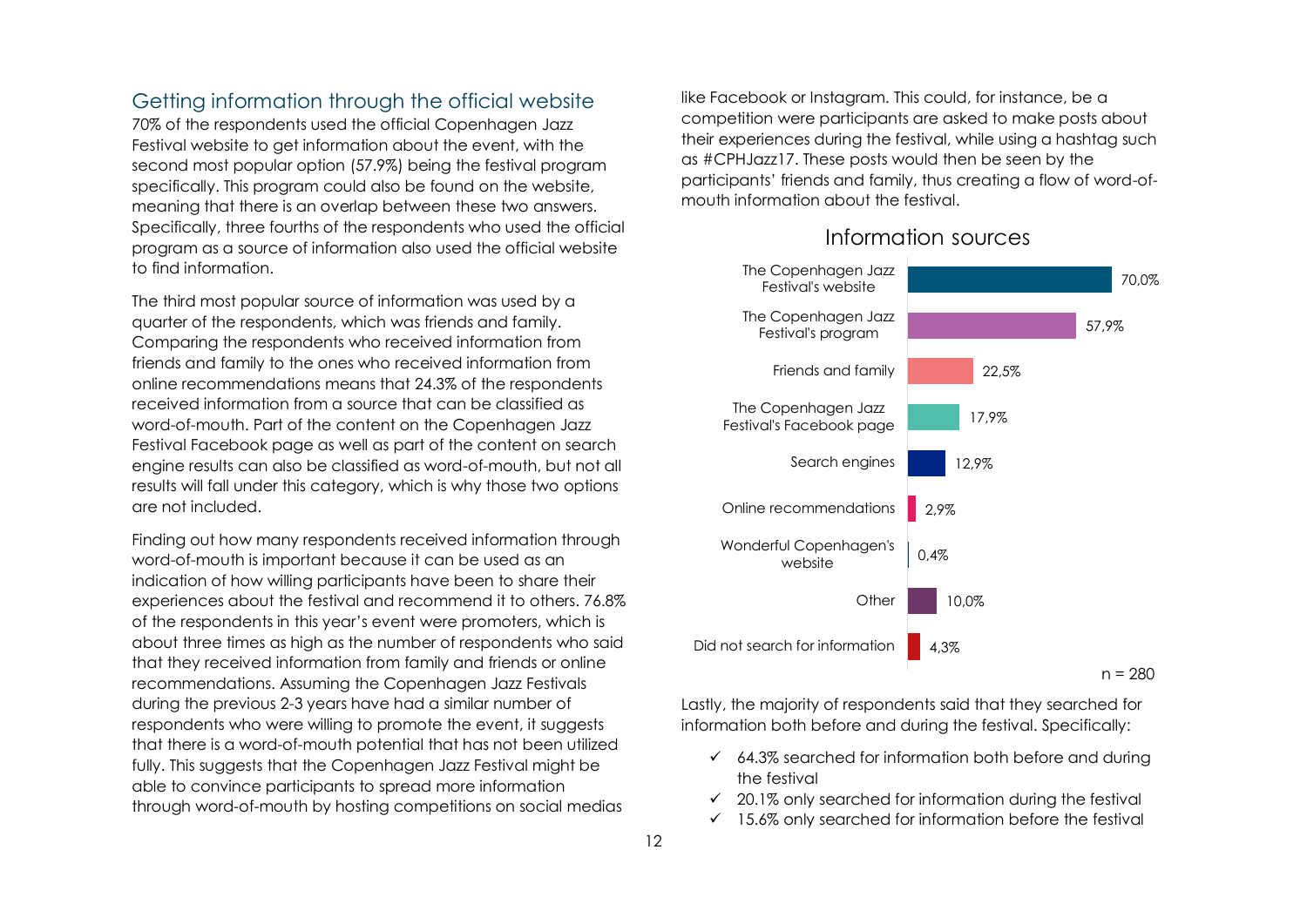## Getting information through the official website

70% of the respondents used the official Copenhagen Jazz Festival website to get information about the event, with the second most popular option (57.9%) being the festival program specifically. This program could also be found on the website, meaning that there is an overlap between these two answers. Specifically, three fourths of the respondents who used the official program as a source of information also used the official website to find information.

The third most popular source of information was used by a quarter of the respondents, which was friends and family. Comparing the respondents who received information from friends and family to the ones who received information from online recommendations means that 24.3% of the respondents received information from a source that can be classified as word-of-mouth. Part of the content on the Copenhagen Jazz Festival Facebook page as well as part of the content on search engine results can also be classified as word-of-mouth, but not all results will fall under this category, which is why those two options are not included.

Finding out how many respondents received information through word-of-mouth is important because it can be used as an indication of how willing participants have been to share their experiences about the festival and recommend it to others. 76.8% of the respondents in this year's event were promoters, which is about three times as high as the number of respondents who said that they received information from family and friends or online recommendations. Assuming the Copenhagen Jazz Festivals during the previous 2-3 years have had a similar number of respondents who were willing to promote the event, it suggests that there is a word-of-mouth potential that has not been utilized fully. This suggests that the Copenhagen Jazz Festival might be able to convince participants to spread more information through word-of-mouth by hosting competitions on social medias like Facebook or Instagram. This could, for instance, be a competition were participants are asked to make posts about their experiences during the festival, while using a hashtag such as #CPHJazz17. These posts would then be seen by the participants' friends and family, thus creating a flow of word-of-mouth information about the festival.

**Information sources**

| Source | Share |
|---|---|
| The Copenhagen Jazz Festival's website | 70,0% |
| The Copenhagen Jazz Festival's program | 57,9% |
| Friends and family | 22,5% |
| The Copenhagen Jazz Festival's Facebook page | 17,9% |
| Search engines | 12,9% |
| Online recommendations | 2,9% |
| Wonderful Copenhagen's website | 0,4% |
| Other | 10,0% |
| Did not search for information | 4,3% |

n = 280

Lastly, the majority of respondents said that they searched for information both before and during the festival. Specifically:

- ✓ 64.3% searched for information both before and during the festival
- ✓ 20.1% only searched for information during the festival
- ✓ 15.6% only searched for information before the festival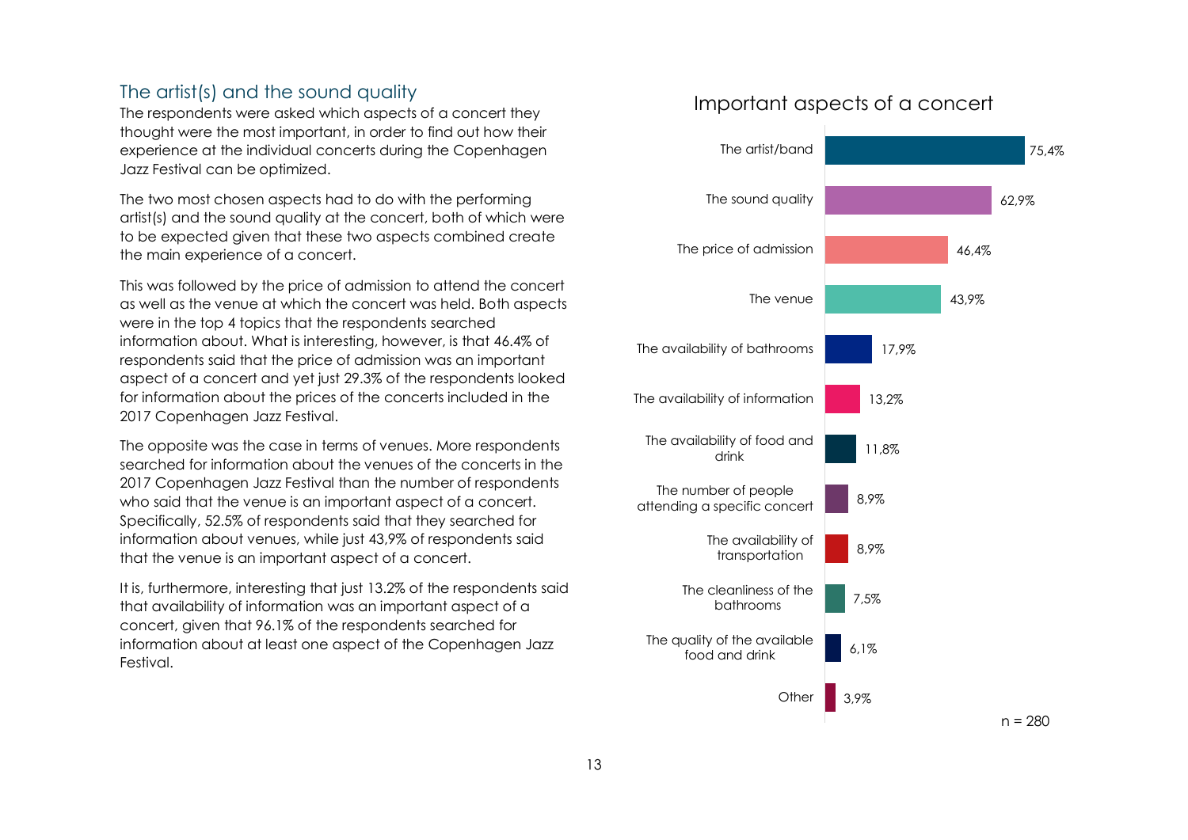## The artist(s) and the sound quality

The respondents were asked which aspects of a concert they thought were the most important, in order to find out how their experience at the individual concerts during the Copenhagen Jazz Festival can be optimized.

The two most chosen aspects had to do with the performing artist(s) and the sound quality at the concert, both of which were to be expected given that these two aspects combined create the main experience of a concert.

This was followed by the price of admission to attend the concert as well as the venue at which the concert was held. Both aspects were in the top 4 topics that the respondents searched information about. What is interesting, however, is that 46.4% of respondents said that the price of admission was an important aspect of a concert and yet just 29.3% of the respondents looked for information about the prices of the concerts included in the 2017 Copenhagen Jazz Festival.

The opposite was the case in terms of venues. More respondents searched for information about the venues of the concerts in the 2017 Copenhagen Jazz Festival than the number of respondents who said that the venue is an important aspect of a concert. Specifically, 52.5% of respondents said that they searched for information about venues, while just 43,9% of respondents said that the venue is an important aspect of a concert.

It is, furthermore, interesting that just 13.2% of the respondents said that availability of information was an important aspect of a concert, given that 96.1% of the respondents searched for information about at least one aspect of the Copenhagen Jazz Festival.

### Important aspects of a concert

| Aspect | Share |
|---|---|
| The artist/band | 75,4% |
| The sound quality | 62,9% |
| The price of admission | 46,4% |
| The venue | 43,9% |
| The availability of bathrooms | 17,9% |
| The availability of information | 13,2% |
| The availability of food and drink | 11,8% |
| The number of people attending a specific concert | 8,9% |
| The availability of transportation | 8,9% |
| The cleanliness of the bathrooms | 7,5% |
| The quality of the available food and drink | 6,1% |
| Other | 3,9% |

n = 280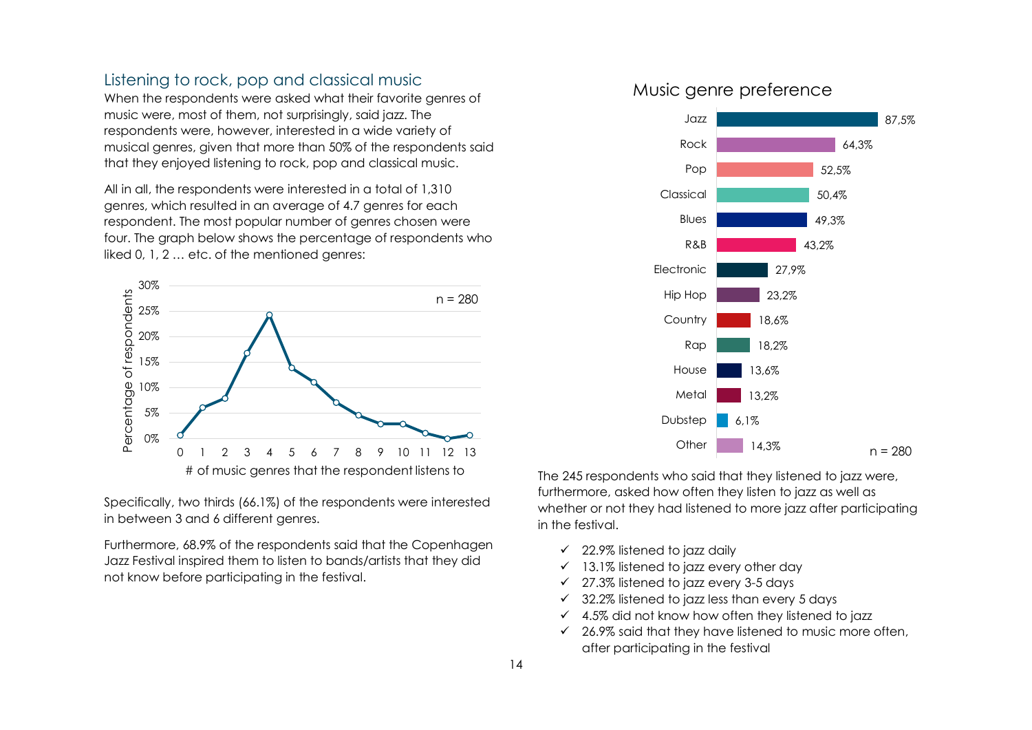## Listening to rock, pop and classical music

When the respondents were asked what their favorite genres of music were, most of them, not surprisingly, said jazz. The respondents were, however, interested in a wide variety of musical genres, given that more than 50% of the respondents said that they enjoyed listening to rock, pop and classical music.

All in all, the respondents were interested in a total of 1,310 genres, which resulted in an average of 4.7 genres for each respondent. The most popular number of genres chosen were four. The graph below shows the percentage of respondents who liked 0, 1, 2 … etc. of the mentioned genres:

Specifically, two thirds (66.1%) of the respondents were interested in between 3 and 6 different genres.

Furthermore, 68.9% of the respondents said that the Copenhagen Jazz Festival inspired them to listen to bands/artists that they did not know before participating in the festival.

### Music genre preference

| Genre | Percentage |
|---|---|
| Jazz | 87,5% |
| Rock | 64,3% |
| Pop | 52,5% |
| Classical | 50,4% |
| Blues | 49,3% |
| R&B | 43,2% |
| Electronic | 27,9% |
| Hip Hop | 23,2% |
| Country | 18,6% |
| Rap | 18,2% |
| House | 13,6% |
| Metal | 13,2% |
| Dubstep | 6,1% |
| Other | 14,3% |

n = 280

The 245 respondents who said that they listened to jazz were, furthermore, asked how often they listen to jazz as well as whether or not they had listened to more jazz after participating in the festival.

- ✓ 22.9% listened to jazz daily
- ✓ 13.1% listened to jazz every other day
- ✓ 27.3% listened to jazz every 3-5 days
- ✓ 32.2% listened to jazz less than every 5 days
- ✓ 4.5% did not know how often they listened to jazz
- ✓ 26.9% said that they have listened to music more often, after participating in the festival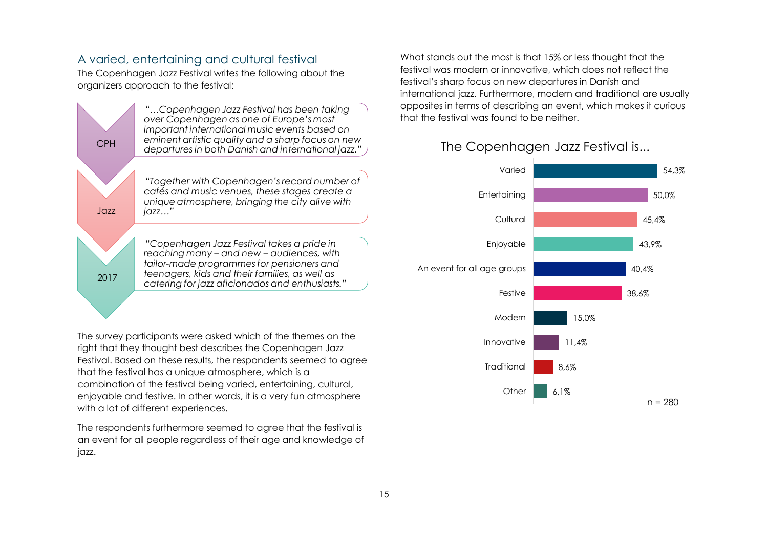## A varied, entertaining and cultural festival

The Copenhagen Jazz Festival writes the following about the organizers approach to the festival:

**CPH**

*"…Copenhagen Jazz Festival has been taking over Copenhagen as one of Europe's most important international music events based on eminent artistic quality and a sharp focus on new departures in both Danish and international jazz."*

**Jazz**

*"Together with Copenhagen's record number of cafés and music venues, these stages create a unique atmosphere, bringing the city alive with jazz…"*

**2017**

*"Copenhagen Jazz Festival takes a pride in reaching many – and new – audiences, with tailor-made programmes for pensioners and teenagers, kids and their families, as well as catering for jazz aficionados and enthusiasts."*

The survey participants were asked which of the themes on the right that they thought best describes the Copenhagen Jazz Festival. Based on these results, the respondents seemed to agree that the festival has a unique atmosphere, which is a combination of the festival being varied, entertaining, cultural, enjoyable and festive. In other words, it is a very fun atmosphere with a lot of different experiences.

The respondents furthermore seemed to agree that the festival is an event for all people regardless of their age and knowledge of jazz.

What stands out the most is that 15% or less thought that the festival was modern or innovative, which does not reflect the festival's sharp focus on new departures in Danish and international jazz. Furthermore, modern and traditional are usually opposites in terms of describing an event, which makes it curious that the festival was found to be neither.

### The Copenhagen Jazz Festival is...

| Theme | Share |
|---|---|
| Varied | 54,3% |
| Entertaining | 50,0% |
| Cultural | 45,4% |
| Enjoyable | 43,9% |
| An event for all age groups | 40,4% |
| Festive | 38,6% |
| Modern | 15,0% |
| Innovative | 11,4% |
| Traditional | 8,6% |
| Other | 6,1% |

n = 280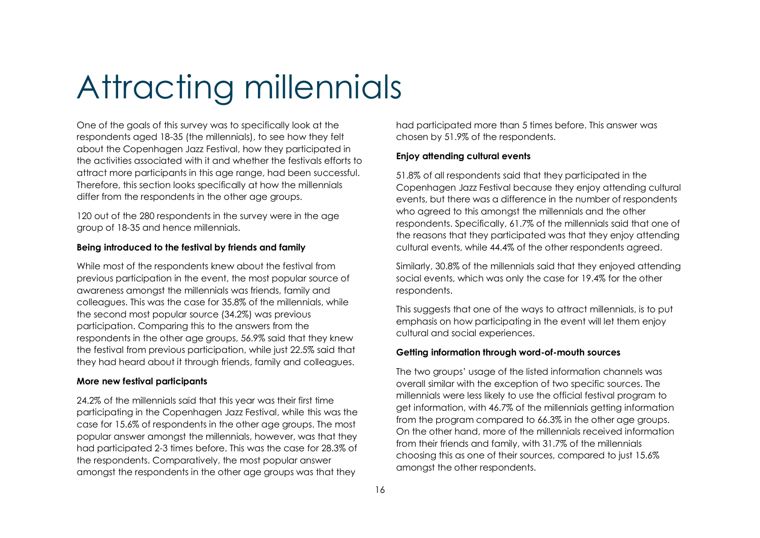# Attracting millennials

One of the goals of this survey was to specifically look at the respondents aged 18-35 (the millennials), to see how they felt about the Copenhagen Jazz Festival, how they participated in the activities associated with it and whether the festivals efforts to attract more participants in this age range, had been successful. Therefore, this section looks specifically at how the millennials differ from the respondents in the other age groups.

120 out of the 280 respondents in the survey were in the age group of 18-35 and hence millennials.

**Being introduced to the festival by friends and family**

While most of the respondents knew about the festival from previous participation in the event, the most popular source of awareness amongst the millennials was friends, family and colleagues. This was the case for 35.8% of the millennials, while the second most popular source (34.2%) was previous participation. Comparing this to the answers from the respondents in the other age groups, 56.9% said that they knew the festival from previous participation, while just 22.5% said that they had heard about it through friends, family and colleagues.

**More new festival participants**

24.2% of the millennials said that this year was their first time participating in the Copenhagen Jazz Festival, while this was the case for 15.6% of respondents in the other age groups. The most popular answer amongst the millennials, however, was that they had participated 2-3 times before. This was the case for 28.3% of the respondents. Comparatively, the most popular answer amongst the respondents in the other age groups was that they had participated more than 5 times before. This answer was chosen by 51.9% of the respondents.

**Enjoy attending cultural events**

51.8% of all respondents said that they participated in the Copenhagen Jazz Festival because they enjoy attending cultural events, but there was a difference in the number of respondents who agreed to this amongst the millennials and the other respondents. Specifically, 61.7% of the millennials said that one of the reasons that they participated was that they enjoy attending cultural events, while 44.4% of the other respondents agreed.

Similarly, 30.8% of the millennials said that they enjoyed attending social events, which was only the case for 19.4% for the other respondents.

This suggests that one of the ways to attract millennials, is to put emphasis on how participating in the event will let them enjoy cultural and social experiences.

**Getting information through word-of-mouth sources**

The two groups' usage of the listed information channels was overall similar with the exception of two specific sources. The millennials were less likely to use the official festival program to get information, with 46.7% of the millennials getting information from the program compared to 66.3% in the other age groups. On the other hand, more of the millennials received information from their friends and family, with 31.7% of the millennials choosing this as one of their sources, compared to just 15.6% amongst the other respondents.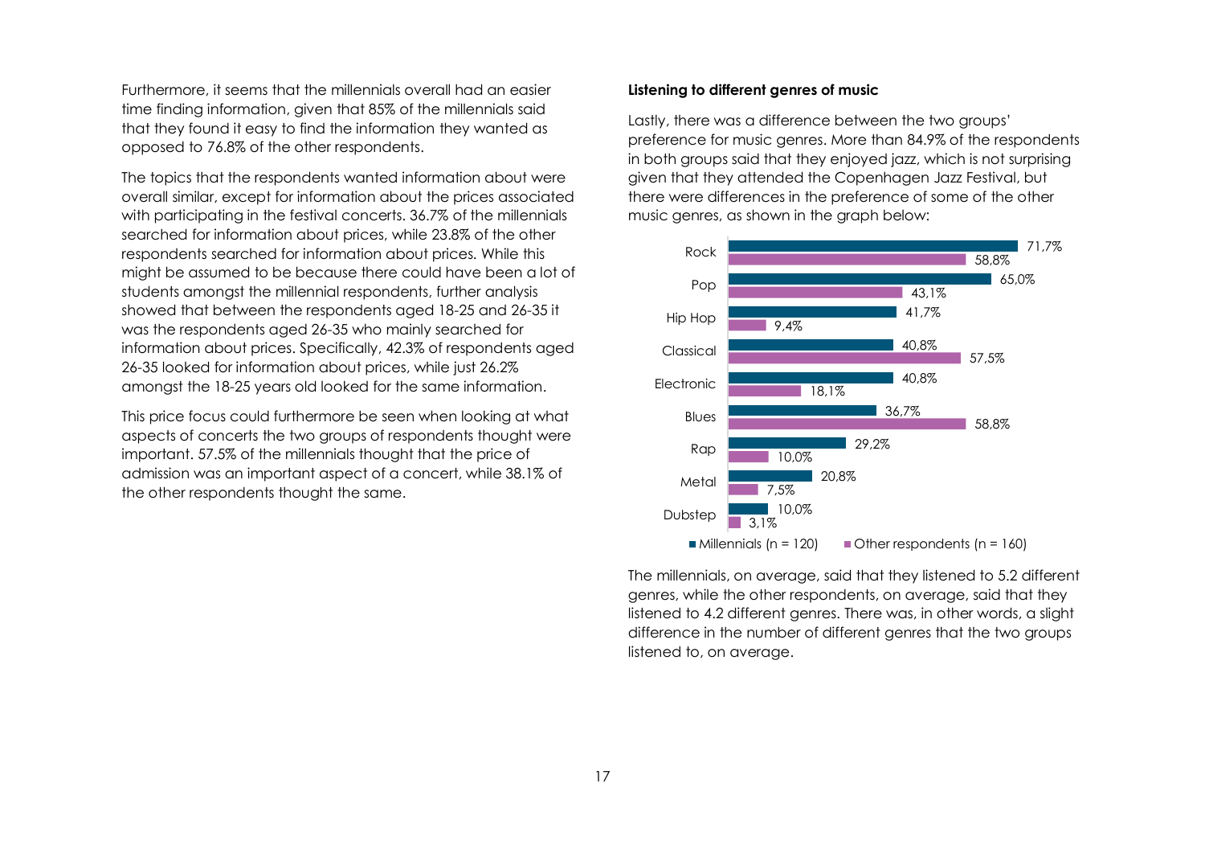Furthermore, it seems that the millennials overall had an easier time finding information, given that 85% of the millennials said that they found it easy to find the information they wanted as opposed to 76.8% of the other respondents.

The topics that the respondents wanted information about were overall similar, except for information about the prices associated with participating in the festival concerts. 36.7% of the millennials searched for information about prices, while 23.8% of the other respondents searched for information about prices. While this might be assumed to be because there could have been a lot of students amongst the millennial respondents, further analysis showed that between the respondents aged 18-25 and 26-35 it was the respondents aged 26-35 who mainly searched for information about prices. Specifically, 42.3% of respondents aged 26-35 looked for information about prices, while just 26.2% amongst the 18-25 years old looked for the same information.

This price focus could furthermore be seen when looking at what aspects of concerts the two groups of respondents thought were important. 57.5% of the millennials thought that the price of admission was an important aspect of a concert, while 38.1% of the other respondents thought the same.

**Listening to different genres of music**

Lastly, there was a difference between the two groups' preference for music genres. More than 84.9% of the respondents in both groups said that they enjoyed jazz, which is not surprising given that they attended the Copenhagen Jazz Festival, but there were differences in the preference of some of the other music genres, as shown in the graph below:

| Genre | Millennials (n = 120) | Other respondents (n = 160) |
|---|---|---|
| Rock | 71,7% | 58,8% |
| Pop | 65,0% | 43,1% |
| Hip Hop | 41,7% | 9,4% |
| Classical | 40,8% | 57,5% |
| Electronic | 40,8% | 18,1% |
| Blues | 36,7% | 58,8% |
| Rap | 29,2% | 10,0% |
| Metal | 20,8% | 7,5% |
| Dubstep | 10,0% | 3,1% |

The millennials, on average, said that they listened to 5.2 different genres, while the other respondents, on average, said that they listened to 4.2 different genres. There was, in other words, a slight difference in the number of different genres that the two groups listened to, on average.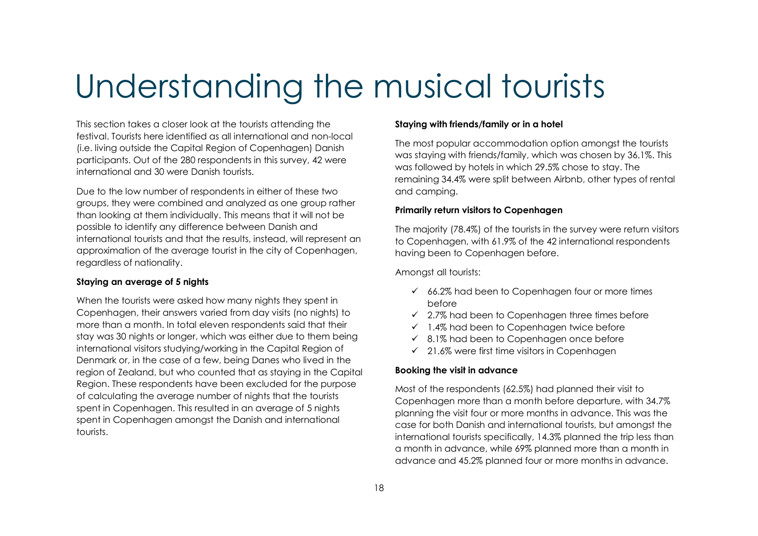# Understanding the musical tourists

This section takes a closer look at the tourists attending the festival. Tourists here identified as all international and non-local (i.e. living outside the Capital Region of Copenhagen) Danish participants. Out of the 280 respondents in this survey, 42 were international and 30 were Danish tourists.

Due to the low number of respondents in either of these two groups, they were combined and analyzed as one group rather than looking at them individually. This means that it will not be possible to identify any difference between Danish and international tourists and that the results, instead, will represent an approximation of the average tourist in the city of Copenhagen, regardless of nationality.

**Staying an average of 5 nights**

When the tourists were asked how many nights they spent in Copenhagen, their answers varied from day visits (no nights) to more than a month. In total eleven respondents said that their stay was 30 nights or longer, which was either due to them being international visitors studying/working in the Capital Region of Denmark or, in the case of a few, being Danes who lived in the region of Zealand, but who counted that as staying in the Capital Region. These respondents have been excluded for the purpose of calculating the average number of nights that the tourists spent in Copenhagen. This resulted in an average of 5 nights spent in Copenhagen amongst the Danish and international tourists.

**Staying with friends/family or in a hotel**

The most popular accommodation option amongst the tourists was staying with friends/family, which was chosen by 36.1%. This was followed by hotels in which 29.5% chose to stay. The remaining 34.4% were split between Airbnb, other types of rental and camping.

**Primarily return visitors to Copenhagen**

The majority (78.4%) of the tourists in the survey were return visitors to Copenhagen, with 61.9% of the 42 international respondents having been to Copenhagen before.

Amongst all tourists:

- ✓ 66.2% had been to Copenhagen four or more times before
- ✓ 2.7% had been to Copenhagen three times before
- ✓ 1.4% had been to Copenhagen twice before
- ✓ 8.1% had been to Copenhagen once before
- ✓ 21.6% were first time visitors in Copenhagen

**Booking the visit in advance**

Most of the respondents (62.5%) had planned their visit to Copenhagen more than a month before departure, with 34.7% planning the visit four or more months in advance. This was the case for both Danish and international tourists, but amongst the international tourists specifically, 14.3% planned the trip less than a month in advance, while 69% planned more than a month in advance and 45.2% planned four or more months in advance.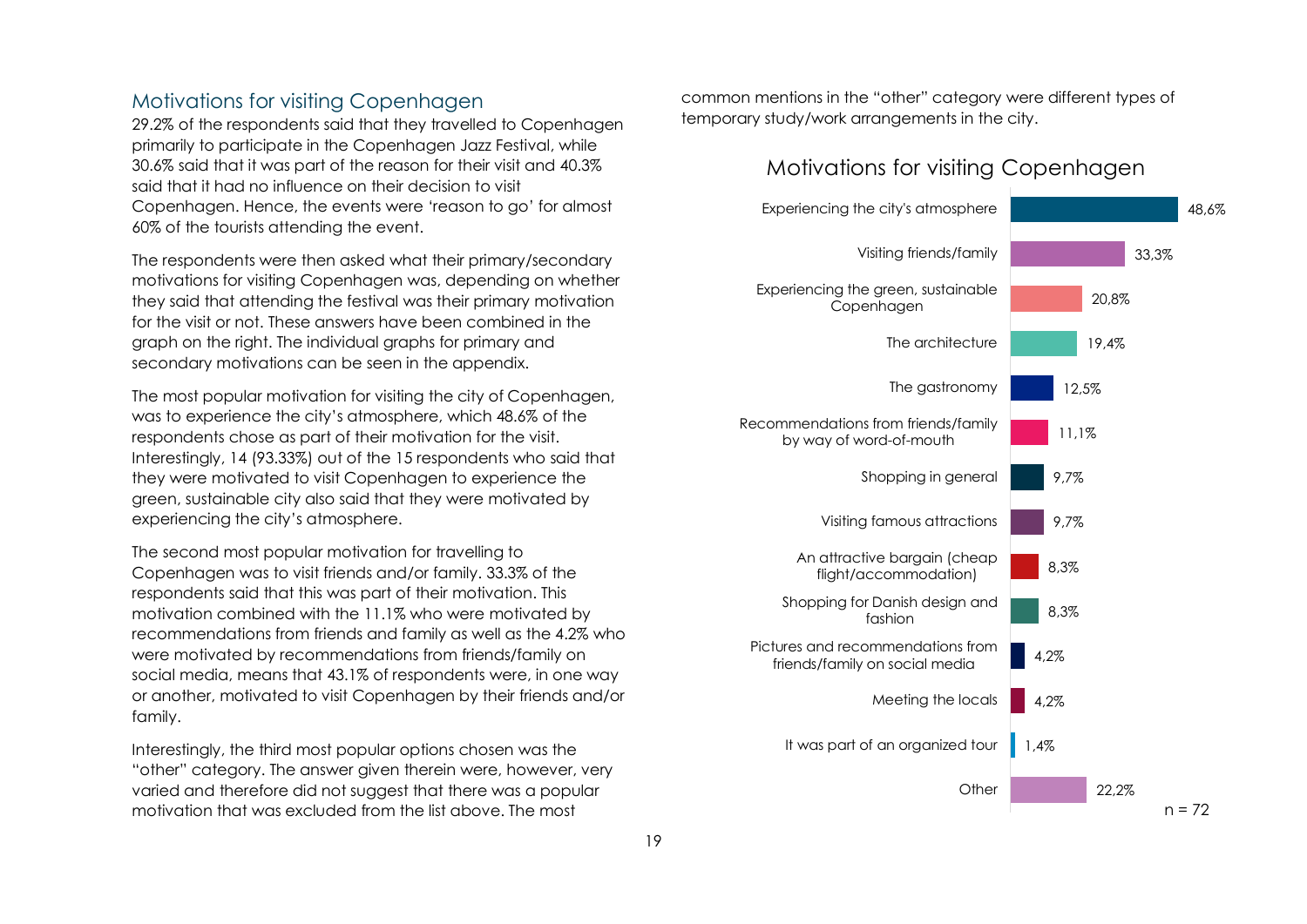## Motivations for visiting Copenhagen

29.2% of the respondents said that they travelled to Copenhagen primarily to participate in the Copenhagen Jazz Festival, while 30.6% said that it was part of the reason for their visit and 40.3% said that it had no influence on their decision to visit Copenhagen. Hence, the events were 'reason to go' for almost 60% of the tourists attending the event.

The respondents were then asked what their primary/secondary motivations for visiting Copenhagen was, depending on whether they said that attending the festival was their primary motivation for the visit or not. These answers have been combined in the graph on the right. The individual graphs for primary and secondary motivations can be seen in the appendix.

The most popular motivation for visiting the city of Copenhagen, was to experience the city's atmosphere, which 48.6% of the respondents chose as part of their motivation for the visit. Interestingly, 14 (93.33%) out of the 15 respondents who said that they were motivated to visit Copenhagen to experience the green, sustainable city also said that they were motivated by experiencing the city's atmosphere.

The second most popular motivation for travelling to Copenhagen was to visit friends and/or family. 33.3% of the respondents said that this was part of their motivation. This motivation combined with the 11.1% who were motivated by recommendations from friends and family as well as the 4.2% who were motivated by recommendations from friends/family on social media, means that 43.1% of respondents were, in one way or another, motivated to visit Copenhagen by their friends and/or family.

Interestingly, the third most popular options chosen was the "other" category. The answer given therein were, however, very varied and therefore did not suggest that there was a popular motivation that was excluded from the list above. The most common mentions in the "other" category were different types of temporary study/work arrangements in the city.

### Motivations for visiting Copenhagen

| Motivation | % |
|---|---|
| Experiencing the city's atmosphere | 48,6% |
| Visiting friends/family | 33,3% |
| Experiencing the green, sustainable Copenhagen | 20,8% |
| The architecture | 19,4% |
| The gastronomy | 12,5% |
| Recommendations from friends/family by way of word-of-mouth | 11,1% |
| Shopping in general | 9,7% |
| Visiting famous attractions | 9,7% |
| An attractive bargain (cheap flight/accommodation) | 8,3% |
| Shopping for Danish design and fashion | 8,3% |
| Pictures and recommendations from friends/family on social media | 4,2% |
| Meeting the locals | 4,2% |
| It was part of an organized tour | 1,4% |
| Other | 22,2% |

n = 72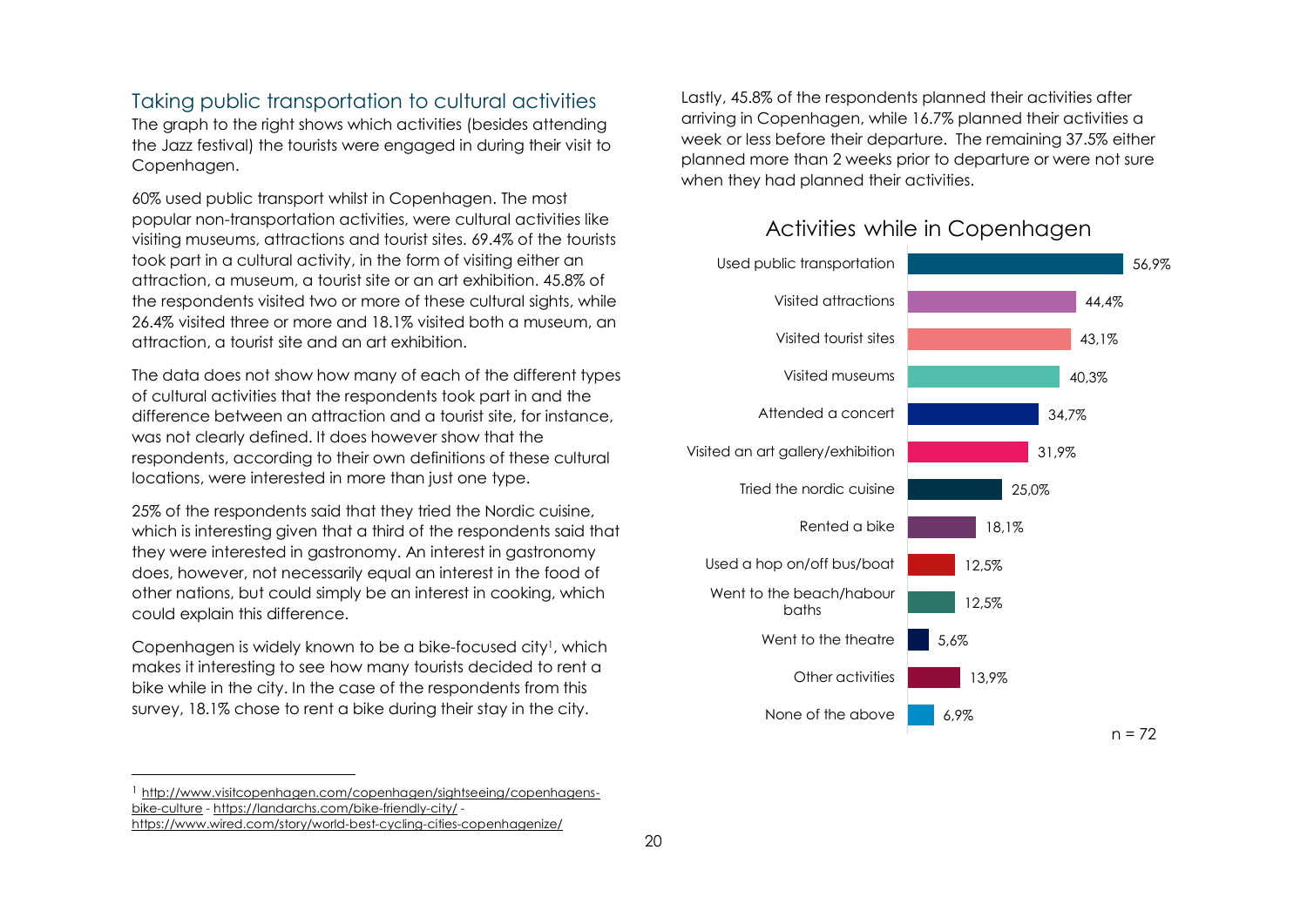## Taking public transportation to cultural activities

The graph to the right shows which activities (besides attending the Jazz festival) the tourists were engaged in during their visit to Copenhagen.

60% used public transport whilst in Copenhagen. The most popular non-transportation activities, were cultural activities like visiting museums, attractions and tourist sites. 69.4% of the tourists took part in a cultural activity, in the form of visiting either an attraction, a museum, a tourist site or an art exhibition. 45.8% of the respondents visited two or more of these cultural sights, while 26.4% visited three or more and 18.1% visited both a museum, an attraction, a tourist site and an art exhibition.

The data does not show how many of each of the different types of cultural activities that the respondents took part in and the difference between an attraction and a tourist site, for instance, was not clearly defined. It does however show that the respondents, according to their own definitions of these cultural locations, were interested in more than just one type.

25% of the respondents said that they tried the Nordic cuisine, which is interesting given that a third of the respondents said that they were interested in gastronomy. An interest in gastronomy does, however, not necessarily equal an interest in the food of other nations, but could simply be an interest in cooking, which could explain this difference.

Copenhagen is widely known to be a bike-focused city[1], which makes it interesting to see how many tourists decided to rent a bike while in the city. In the case of the respondents from this survey, 18.1% chose to rent a bike during their stay in the city.

Lastly, 45.8% of the respondents planned their activities after arriving in Copenhagen, while 16.7% planned their activities a week or less before their departure. The remaining 37.5% either planned more than 2 weeks prior to departure or were not sure when they had planned their activities.

**Activities while in Copenhagen**

| Activity | Share |
|---|---|
| Used public transportation | 56,9% |
| Visited attractions | 44,4% |
| Visited tourist sites | 43,1% |
| Visited museums | 40,3% |
| Attended a concert | 34,7% |
| Visited an art gallery/exhibition | 31,9% |
| Tried the nordic cuisine | 25,0% |
| Rented a bike | 18,1% |
| Used a hop on/off bus/boat | 12,5% |
| Went to the beach/habour baths | 12,5% |
| Went to the theatre | 5,6% |
| Other activities | 13,9% |
| None of the above | 6,9% |

n = 72

[1] http://www.visitcopenhagen.com/copenhagen/sightseeing/copenhagens-bike-culture - https://landarchs.com/bike-friendly-city/ - https://www.wired.com/story/world-best-cycling-cities-copenhagenize/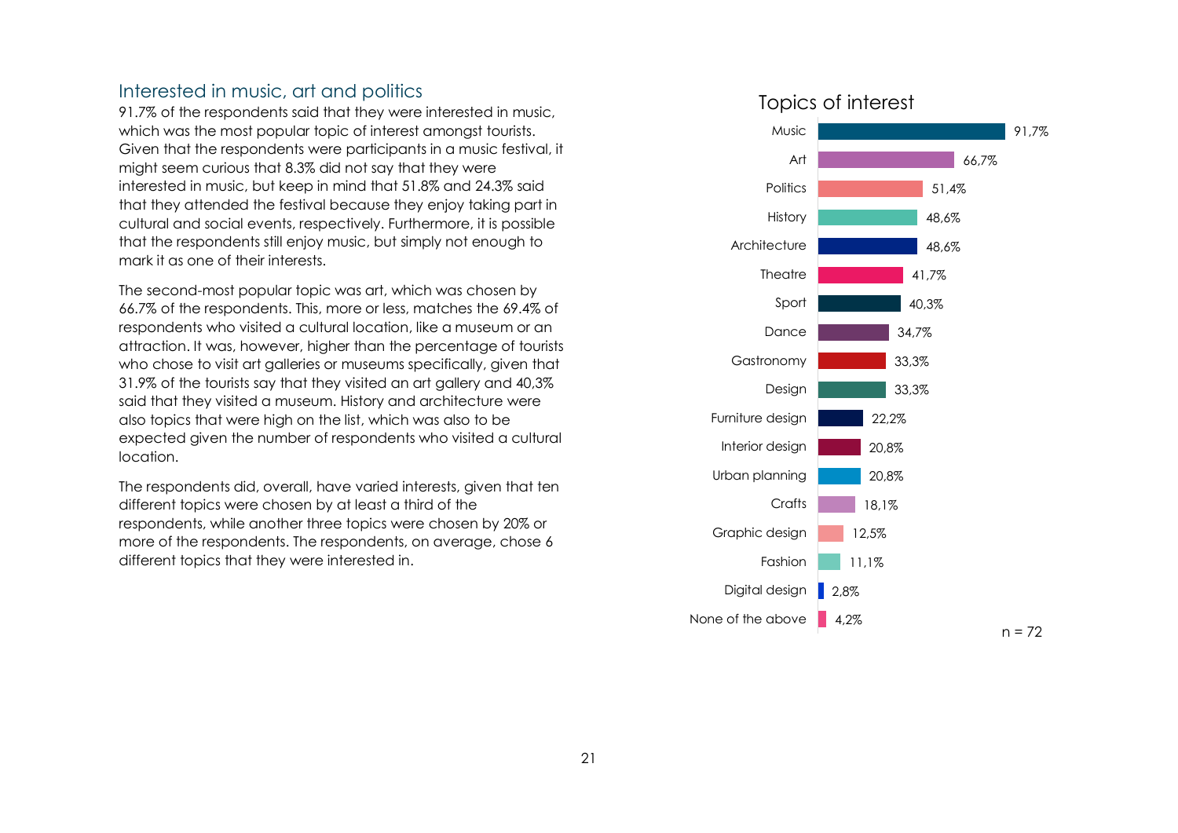## Interested in music, art and politics

91.7% of the respondents said that they were interested in music, which was the most popular topic of interest amongst tourists. Given that the respondents were participants in a music festival, it might seem curious that 8.3% did not say that they were interested in music, but keep in mind that 51.8% and 24.3% said that they attended the festival because they enjoy taking part in cultural and social events, respectively. Furthermore, it is possible that the respondents still enjoy music, but simply not enough to mark it as one of their interests.

The second-most popular topic was art, which was chosen by 66.7% of the respondents. This, more or less, matches the 69.4% of respondents who visited a cultural location, like a museum or an attraction. It was, however, higher than the percentage of tourists who chose to visit art galleries or museums specifically, given that 31.9% of the tourists say that they visited an art gallery and 40,3% said that they visited a museum. History and architecture were also topics that were high on the list, which was also to be expected given the number of respondents who visited a cultural location.

The respondents did, overall, have varied interests, given that ten different topics were chosen by at least a third of the respondents, while another three topics were chosen by 20% or more of the respondents. The respondents, on average, chose 6 different topics that they were interested in.

### Topics of interest

| Topic | Share |
|---|---|
| Music | 91,7% |
| Art | 66,7% |
| Politics | 51,4% |
| History | 48,6% |
| Architecture | 48,6% |
| Theatre | 41,7% |
| Sport | 40,3% |
| Dance | 34,7% |
| Gastronomy | 33,3% |
| Design | 33,3% |
| Furniture design | 22,2% |
| Interior design | 20,8% |
| Urban planning | 20,8% |
| Crafts | 18,1% |
| Graphic design | 12,5% |
| Fashion | 11,1% |
| Digital design | 2,8% |
| None of the above | 4,2% |

n = 72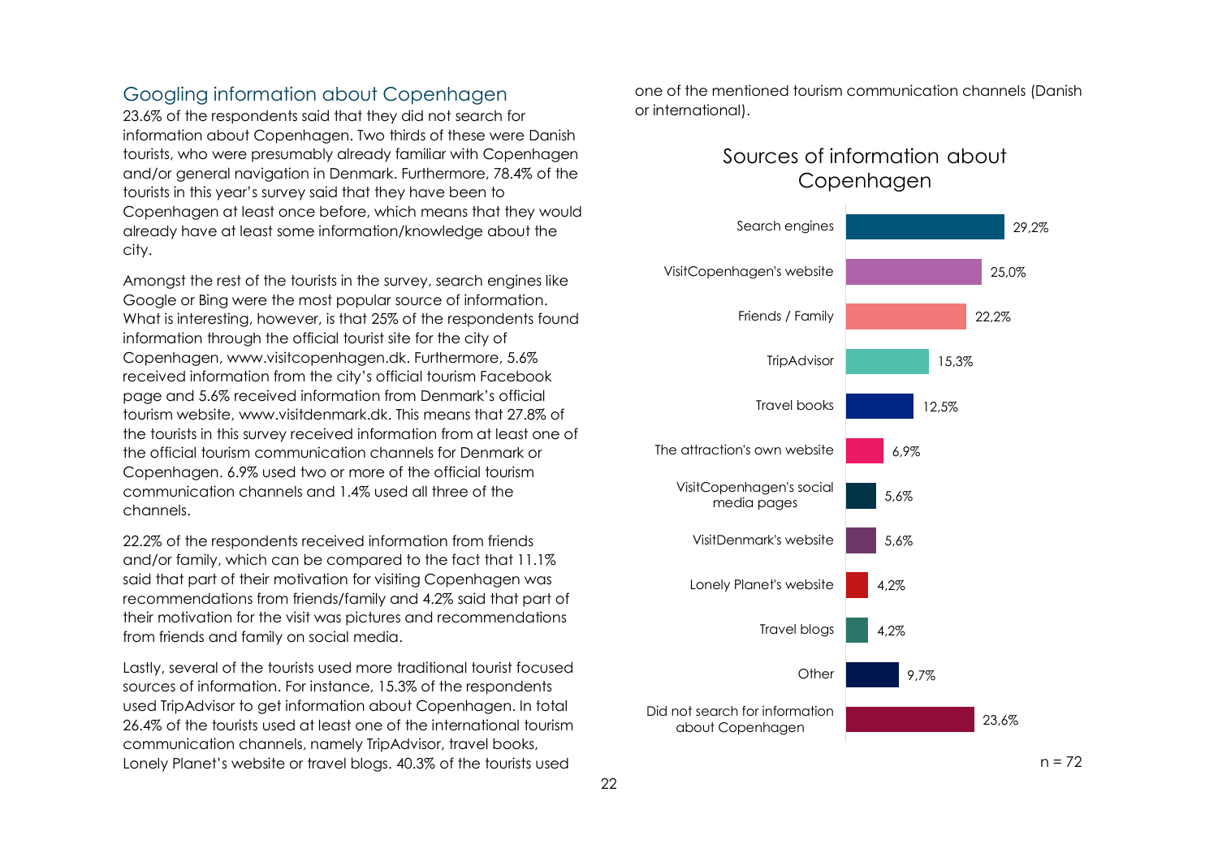## Googling information about Copenhagen

23.6% of the respondents said that they did not search for information about Copenhagen. Two thirds of these were Danish tourists, who were presumably already familiar with Copenhagen and/or general navigation in Denmark. Furthermore, 78.4% of the tourists in this year's survey said that they have been to Copenhagen at least once before, which means that they would already have at least some information/knowledge about the city.

Amongst the rest of the tourists in the survey, search engines like Google or Bing were the most popular source of information. What is interesting, however, is that 25% of the respondents found information through the official tourist site for the city of Copenhagen, www.visitcopenhagen.dk. Furthermore, 5.6% received information from the city's official tourism Facebook page and 5.6% received information from Denmark's official tourism website, www.visitdenmark.dk. This means that 27.8% of the tourists in this survey received information from at least one of the official tourism communication channels for Denmark or Copenhagen. 6.9% used two or more of the official tourism communication channels and 1.4% used all three of the channels.

22.2% of the respondents received information from friends and/or family, which can be compared to the fact that 11.1% said that part of their motivation for visiting Copenhagen was recommendations from friends/family and 4.2% said that part of their motivation for the visit was pictures and recommendations from friends and family on social media.

Lastly, several of the tourists used more traditional tourist focused sources of information. For instance, 15.3% of the respondents used TripAdvisor to get information about Copenhagen. In total 26.4% of the tourists used at least one of the international tourism communication channels, namely TripAdvisor, travel books, Lonely Planet's website or travel blogs. 40.3% of the tourists used one of the mentioned tourism communication channels (Danish or international).

**Sources of information about Copenhagen**

| Source | Share |
|---|---|
| Search engines | 29,2% |
| VisitCopenhagen's website | 25,0% |
| Friends / Family | 22,2% |
| TripAdvisor | 15,3% |
| Travel books | 12,5% |
| The attraction's own website | 6,9% |
| VisitCopenhagen's social media pages | 5,6% |
| VisitDenmark's website | 5,6% |
| Lonely Planet's website | 4,2% |
| Travel blogs | 4,2% |
| Other | 9,7% |
| Did not search for information about Copenhagen | 23,6% |

n = 72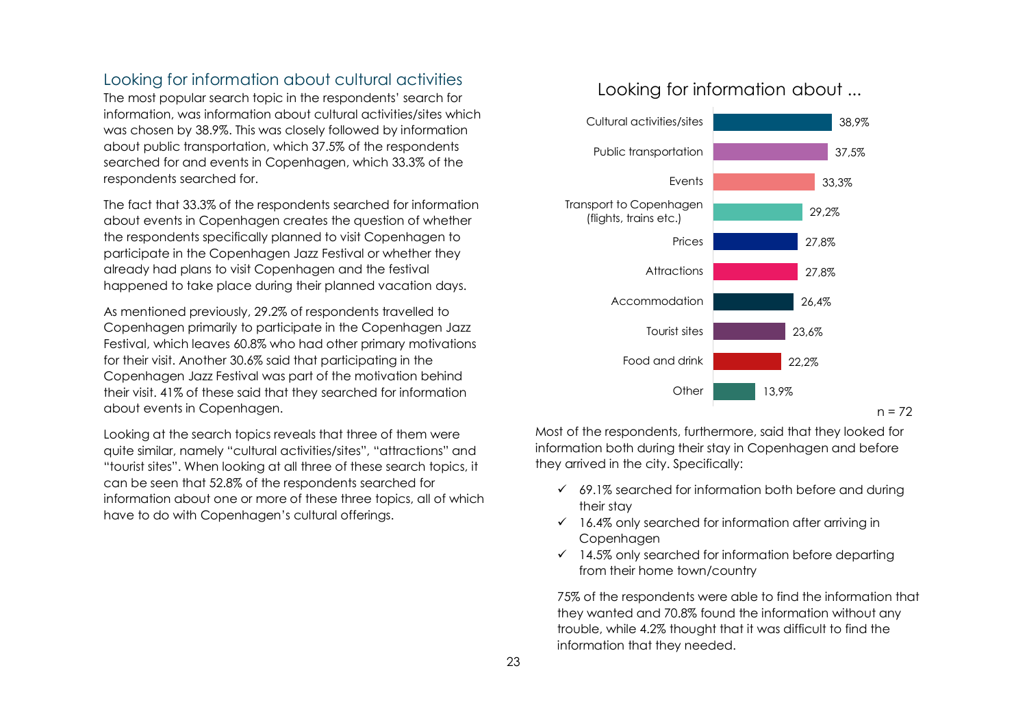## Looking for information about cultural activities

The most popular search topic in the respondents' search for information, was information about cultural activities/sites which was chosen by 38.9%. This was closely followed by information about public transportation, which 37.5% of the respondents searched for and events in Copenhagen, which 33.3% of the respondents searched for.

The fact that 33.3% of the respondents searched for information about events in Copenhagen creates the question of whether the respondents specifically planned to visit Copenhagen to participate in the Copenhagen Jazz Festival or whether they already had plans to visit Copenhagen and the festival happened to take place during their planned vacation days.

As mentioned previously, 29.2% of respondents travelled to Copenhagen primarily to participate in the Copenhagen Jazz Festival, which leaves 60.8% who had other primary motivations for their visit. Another 30.6% said that participating in the Copenhagen Jazz Festival was part of the motivation behind their visit. 41% of these said that they searched for information about events in Copenhagen.

Looking at the search topics reveals that three of them were quite similar, namely "cultural activities/sites", "attractions" and "tourist sites". When looking at all three of these search topics, it can be seen that 52.8% of the respondents searched for information about one or more of these three topics, all of which have to do with Copenhagen's cultural offerings.

**Looking for information about ...**

| Topic | Share |
|---|---|
| Cultural activities/sites | 38,9% |
| Public transportation | 37,5% |
| Events | 33,3% |
| Transport to Copenhagen (flights, trains etc.) | 29,2% |
| Prices | 27,8% |
| Attractions | 27,8% |
| Accommodation | 26,4% |
| Tourist sites | 23,6% |
| Food and drink | 22,2% |
| Other | 13,9% |

n = 72

Most of the respondents, furthermore, said that they looked for information both during their stay in Copenhagen and before they arrived in the city. Specifically:

- ✓ 69.1% searched for information both before and during their stay
- ✓ 16.4% only searched for information after arriving in Copenhagen
- ✓ 14.5% only searched for information before departing from their home town/country

75% of the respondents were able to find the information that they wanted and 70.8% found the information without any trouble, while 4.2% thought that it was difficult to find the information that they needed.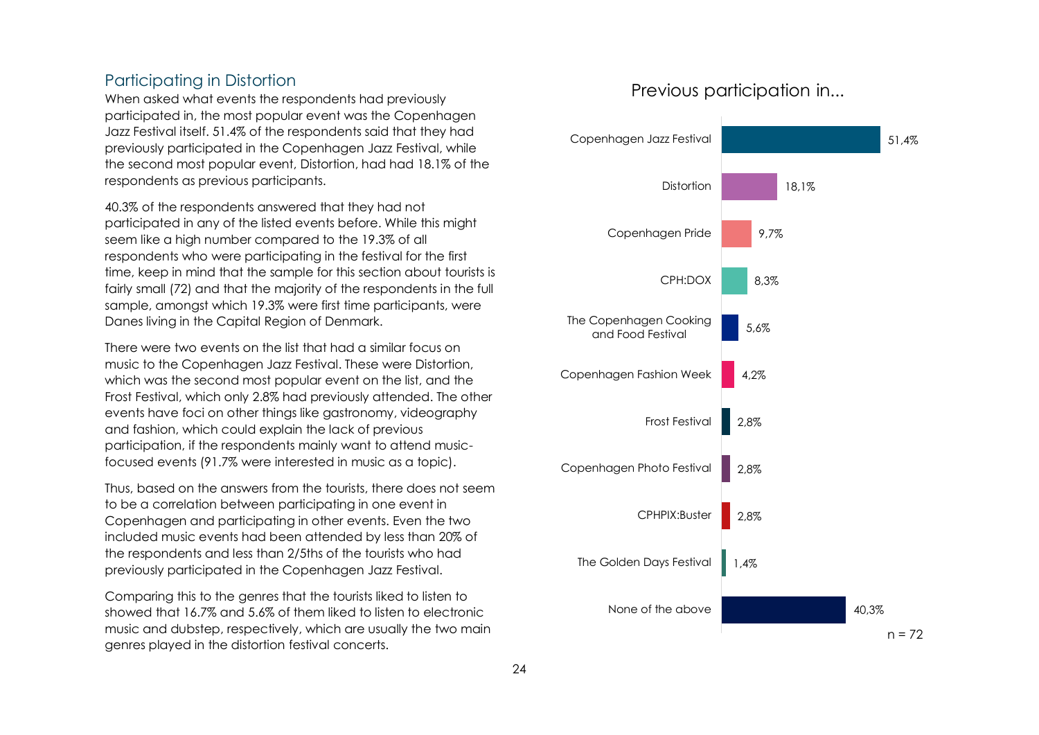## Participating in Distortion

When asked what events the respondents had previously participated in, the most popular event was the Copenhagen Jazz Festival itself. 51.4% of the respondents said that they had previously participated in the Copenhagen Jazz Festival, while the second most popular event, Distortion, had had 18.1% of the respondents as previous participants.

40.3% of the respondents answered that they had not participated in any of the listed events before. While this might seem like a high number compared to the 19.3% of all respondents who were participating in the festival for the first time, keep in mind that the sample for this section about tourists is fairly small (72) and that the majority of the respondents in the full sample, amongst which 19.3% were first time participants, were Danes living in the Capital Region of Denmark.

There were two events on the list that had a similar focus on music to the Copenhagen Jazz Festival. These were Distortion, which was the second most popular event on the list, and the Frost Festival, which only 2.8% had previously attended. The other events have foci on other things like gastronomy, videography and fashion, which could explain the lack of previous participation, if the respondents mainly want to attend music-focused events (91.7% were interested in music as a topic).

Thus, based on the answers from the tourists, there does not seem to be a correlation between participating in one event in Copenhagen and participating in other events. Even the two included music events had been attended by less than 20% of the respondents and less than 2/5ths of the tourists who had previously participated in the Copenhagen Jazz Festival.

Comparing this to the genres that the tourists liked to listen to showed that 16.7% and 5.6% of them liked to listen to electronic music and dubstep, respectively, which are usually the two main genres played in the distortion festival concerts.

### Previous participation in...

| Event | Share |
|---|---|
| Copenhagen Jazz Festival | 51,4% |
| Distortion | 18,1% |
| Copenhagen Pride | 9,7% |
| CPH:DOX | 8,3% |
| The Copenhagen Cooking and Food Festival | 5,6% |
| Copenhagen Fashion Week | 4,2% |
| Frost Festival | 2,8% |
| Copenhagen Photo Festival | 2,8% |
| CPHPIX:Buster | 2,8% |
| The Golden Days Festival | 1,4% |
| None of the above | 40,3% |

n = 72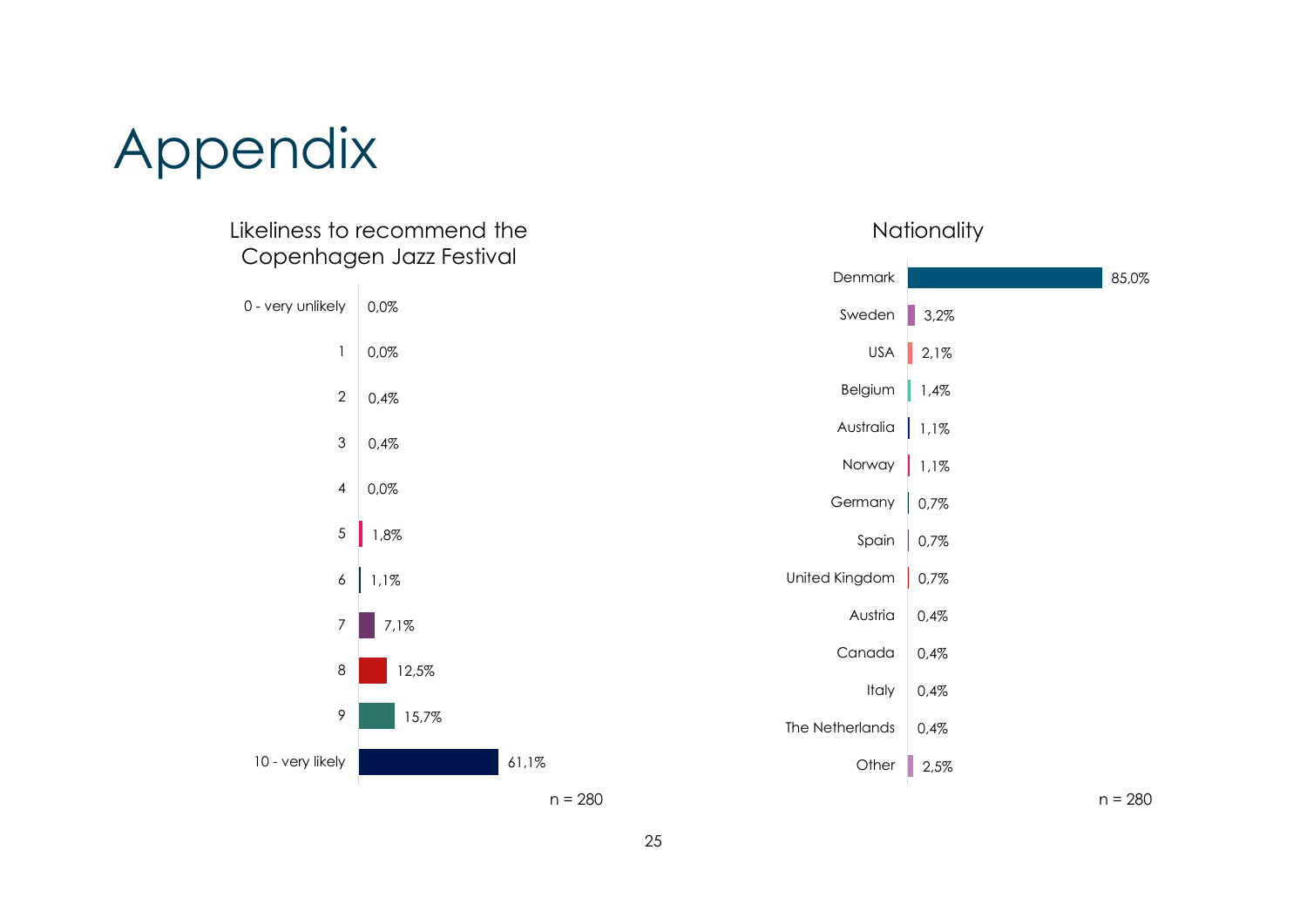# Appendix

## Likeliness to recommend the Copenhagen Jazz Festival

| Score | Share |
|---|---|
| 0 - very unlikely | 0,0% |
| 1 | 0,0% |
| 2 | 0,4% |
| 3 | 0,4% |
| 4 | 0,0% |
| 5 | 1,8% |
| 6 | 1,1% |
| 7 | 7,1% |
| 8 | 12,5% |
| 9 | 15,7% |
| 10 - very likely | 61,1% |

n = 280

## Nationality

| Country | Share |
|---|---|
| Denmark | 85,0% |
| Sweden | 3,2% |
| USA | 2,1% |
| Belgium | 1,4% |
| Australia | 1,1% |
| Norway | 1,1% |
| Germany | 0,7% |
| Spain | 0,7% |
| United Kingdom | 0,7% |
| Austria | 0,4% |
| Canada | 0,4% |
| Italy | 0,4% |
| The Netherlands | 0,4% |
| Other | 2,5% |

n = 280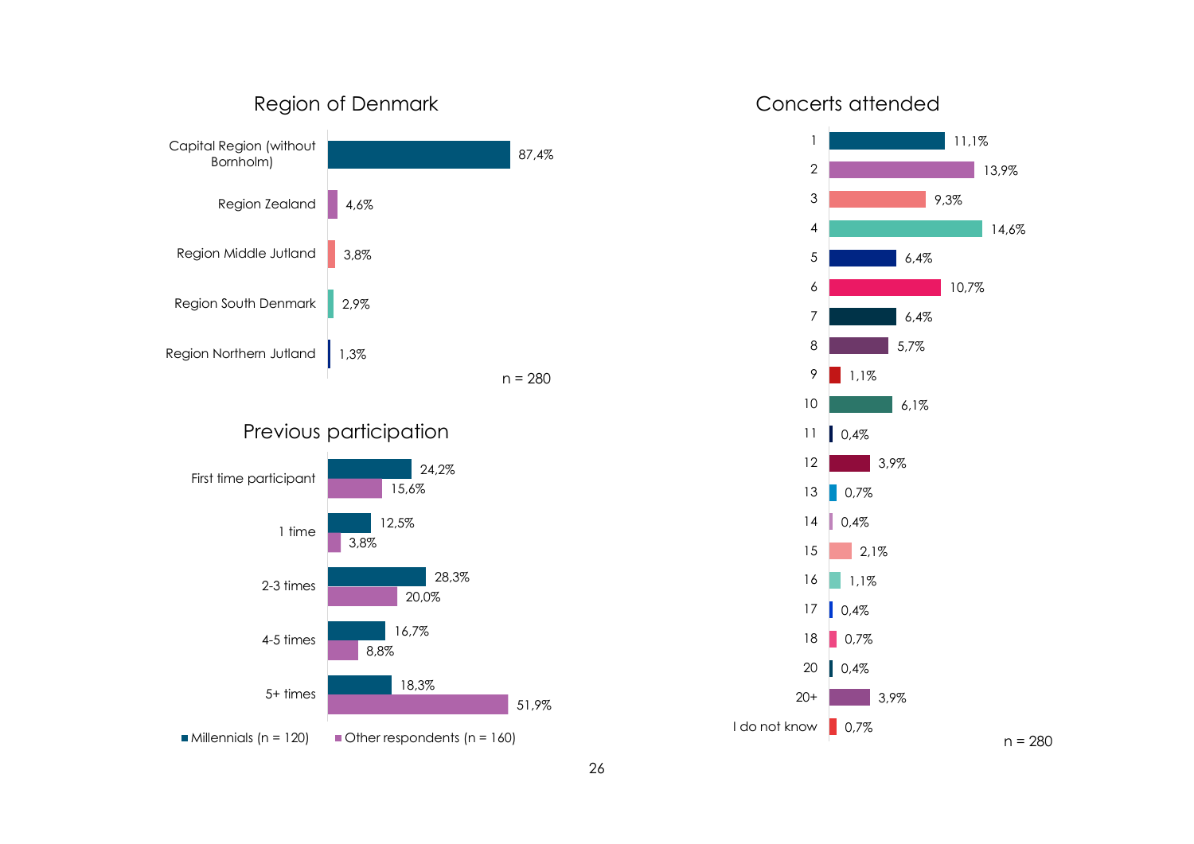## Region of Denmark

| Region | % |
|---|---|
| Capital Region (without Bornholm) | 87,4% |
| Region Zealand | 4,6% |
| Region Middle Jutland | 3,8% |
| Region South Denmark | 2,9% |
| Region Northern Jutland | 1,3% |

n = 280

## Previous participation

| | Millennials (n = 120) | Other respondents (n = 160) |
|---|---|---|
| First time participant | 24,2% | 15,6% |
| 1 time | 12,5% | 3,8% |
| 2-3 times | 28,3% | 20,0% |
| 4-5 times | 16,7% | 8,8% |
| 5+ times | 18,3% | 51,9% |

## Concerts attended

| Concerts | % |
|---|---|
| 1 | 11,1% |
| 2 | 13,9% |
| 3 | 9,3% |
| 4 | 14,6% |
| 5 | 6,4% |
| 6 | 10,7% |
| 7 | 6,4% |
| 8 | 5,7% |
| 9 | 1,1% |
| 10 | 6,1% |
| 11 | 0,4% |
| 12 | 3,9% |
| 13 | 0,7% |
| 14 | 0,4% |
| 15 | 2,1% |
| 16 | 1,1% |
| 17 | 0,4% |
| 18 | 0,7% |
| 20 | 0,4% |
| 20+ | 3,9% |
| I do not know | 0,7% |

n = 280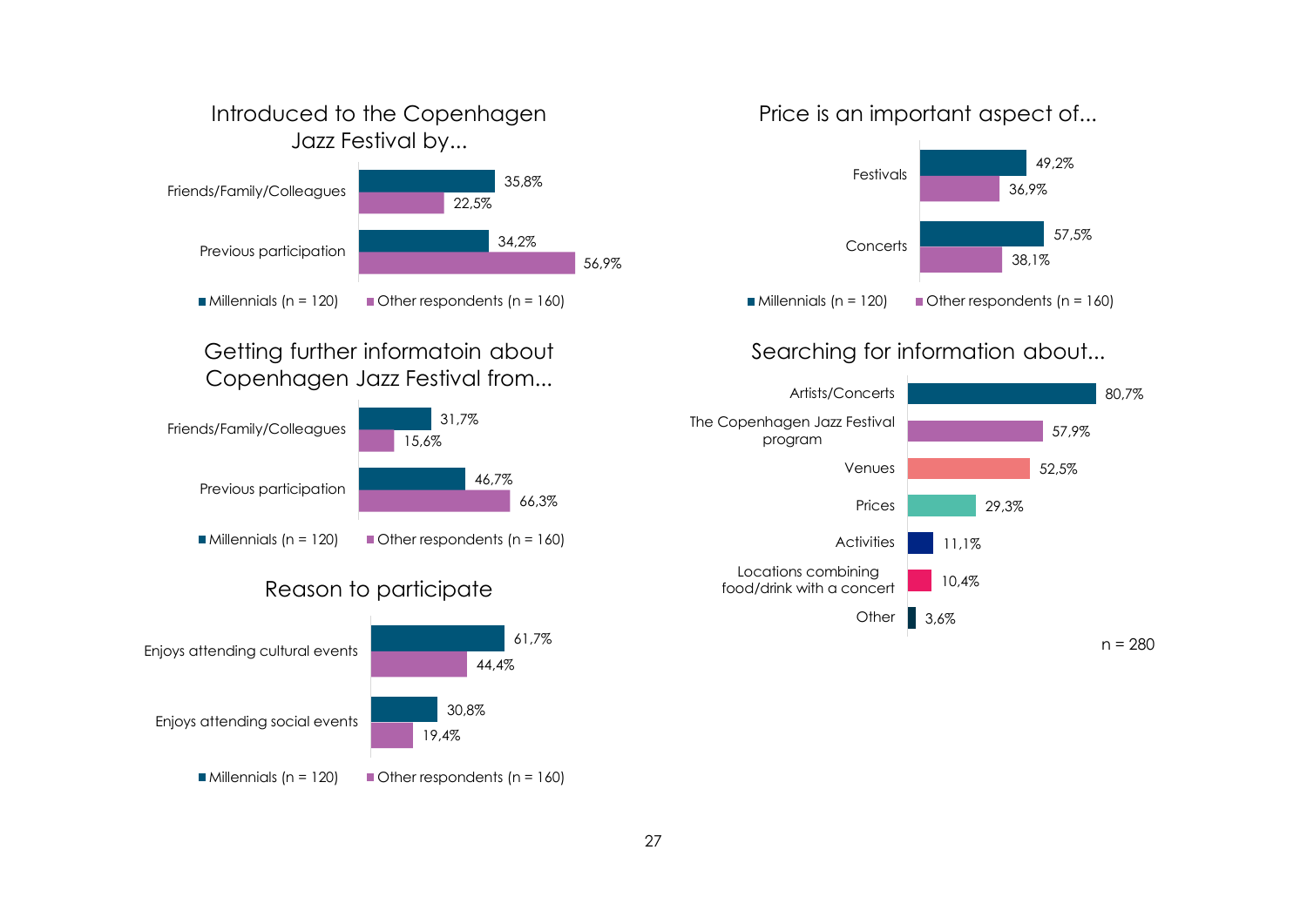## Introduced to the Copenhagen Jazz Festival by...

| | Millennials (n = 120) | Other respondents (n = 160) |
|---|---|---|
| Friends/Family/Colleagues | 35,8% | 22,5% |
| Previous participation | 34,2% | 56,9% |

## Price is an important aspect of...

| | Millennials (n = 120) | Other respondents (n = 160) |
|---|---|---|
| Festivals | 49,2% | 36,9% |
| Concerts | 57,5% | 38,1% |

## Getting further informatoin about Copenhagen Jazz Festival from...

| | Millennials (n = 120) | Other respondents (n = 160) |
|---|---|---|
| Friends/Family/Colleagues | 31,7% | 15,6% |
| Previous participation | 46,7% | 66,3% |

## Searching for information about...

| | |
|---|---|
| Artists/Concerts | 80,7% |
| The Copenhagen Jazz Festival program | 57,9% |
| Venues | 52,5% |
| Prices | 29,3% |
| Activities | 11,1% |
| Locations combining food/drink with a concert | 10,4% |
| Other | 3,6% |

n = 280

## Reason to participate

| | Millennials (n = 120) | Other respondents (n = 160) |
|---|---|---|
| Enjoys attending cultural events | 61,7% | 44,4% |
| Enjoys attending social events | 30,8% | 19,4% |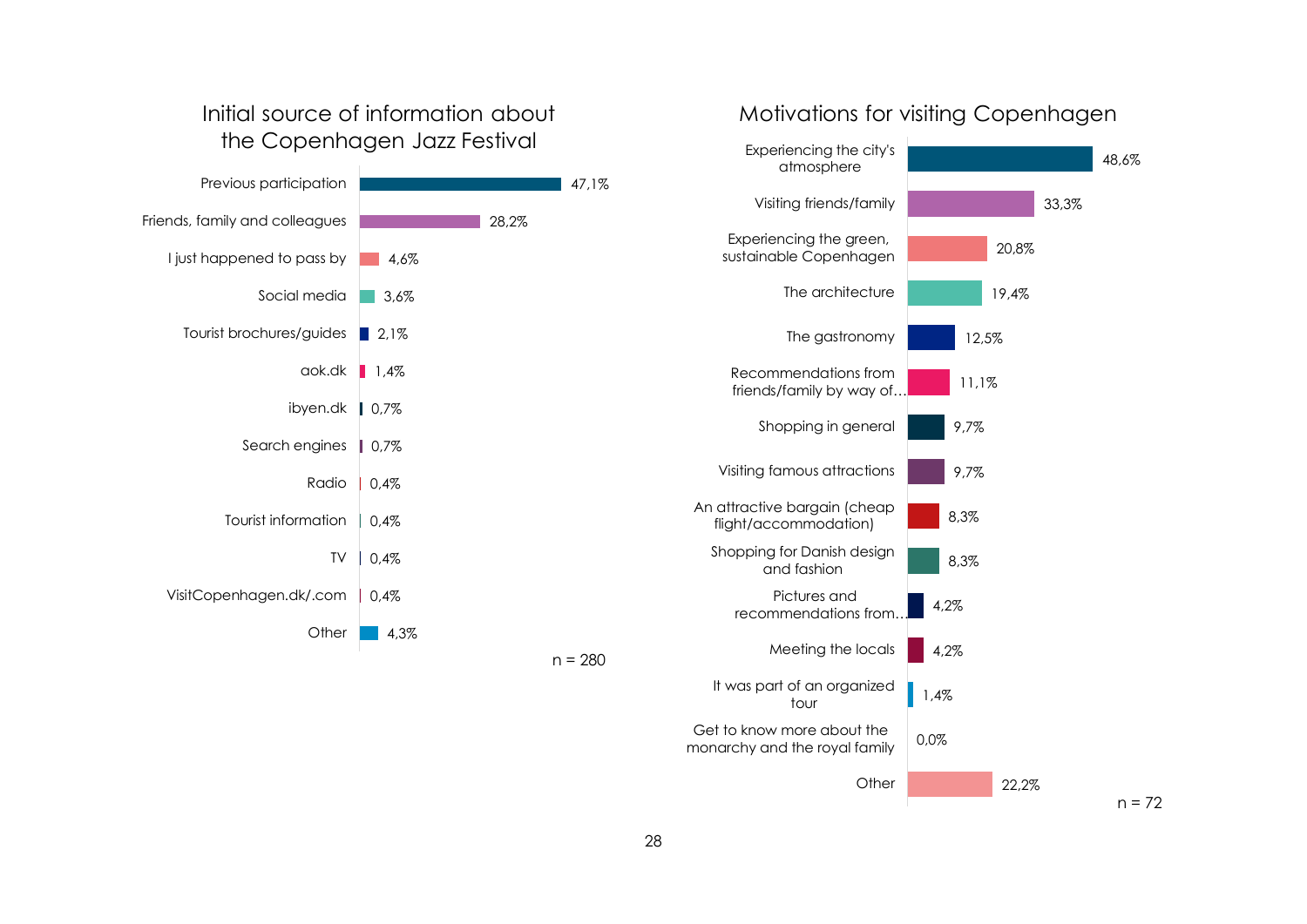## Initial source of information about the Copenhagen Jazz Festival

| Source | Share |
| --- | --- |
| Previous participation | 47,1% |
| Friends, family and colleagues | 28,2% |
| I just happened to pass by | 4,6% |
| Social media | 3,6% |
| Tourist brochures/guides | 2,1% |
| aok.dk | 1,4% |
| ibyen.dk | 0,7% |
| Search engines | 0,7% |
| Radio | 0,4% |
| Tourist information | 0,4% |
| TV | 0,4% |
| VisitCopenhagen.dk/.com | 0,4% |
| Other | 4,3% |

n = 280

## Motivations for visiting Copenhagen

| Motivation | Share |
| --- | --- |
| Experiencing the city's atmosphere | 48,6% |
| Visiting friends/family | 33,3% |
| Experiencing the green, sustainable Copenhagen | 20,8% |
| The architecture | 19,4% |
| The gastronomy | 12,5% |
| Recommendations from friends/family by way of… | 11,1% |
| Shopping in general | 9,7% |
| Visiting famous attractions | 9,7% |
| An attractive bargain (cheap flight/accommodation) | 8,3% |
| Shopping for Danish design and fashion | 8,3% |
| Pictures and recommendations from… | 4,2% |
| Meeting the locals | 4,2% |
| It was part of an organized tour | 1,4% |
| Get to know more about the monarchy and the royal family | 0,0% |
| Other | 22,2% |

n = 72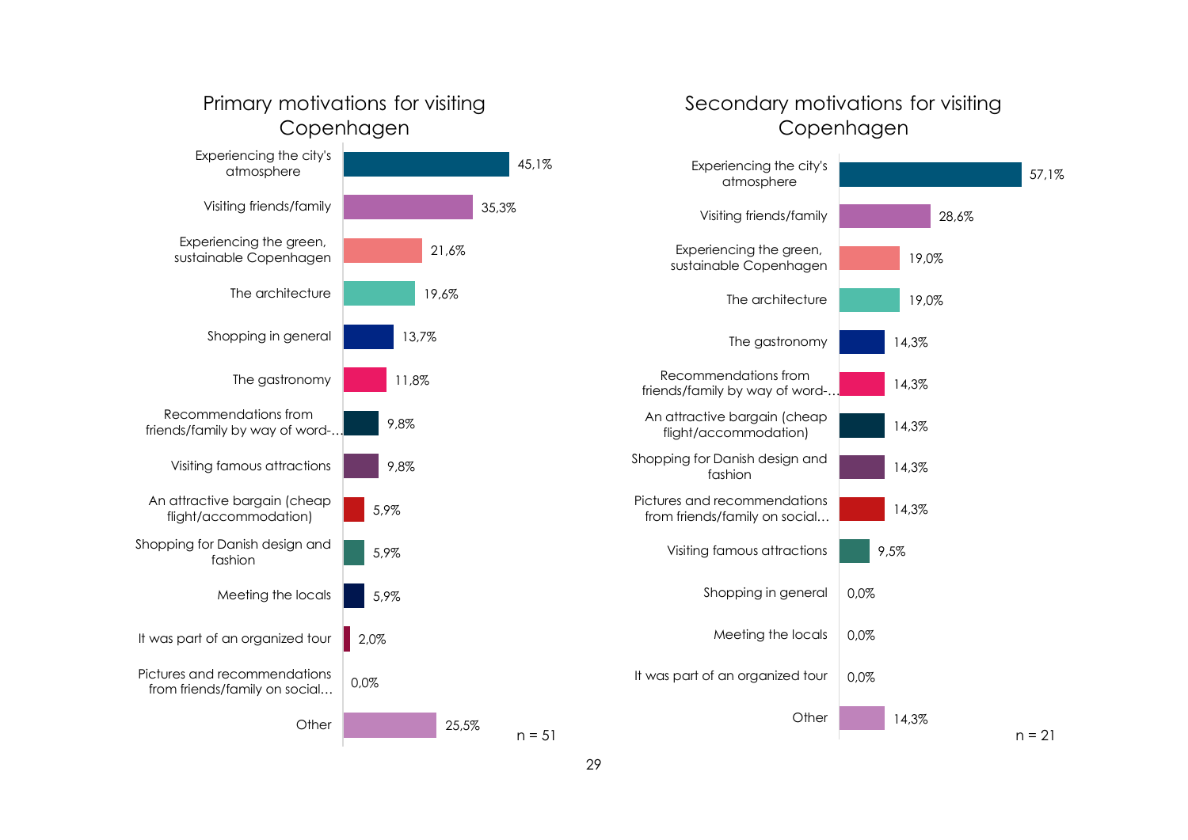## Primary motivations for visiting Copenhagen

| Motivation | Share |
| --- | --- |
| Experiencing the city's atmosphere | 45,1% |
| Visiting friends/family | 35,3% |
| Experiencing the green, sustainable Copenhagen | 21,6% |
| The architecture | 19,6% |
| Shopping in general | 13,7% |
| The gastronomy | 11,8% |
| Recommendations from friends/family by way of word-… | 9,8% |
| Visiting famous attractions | 9,8% |
| An attractive bargain (cheap flight/accommodation) | 5,9% |
| Shopping for Danish design and fashion | 5,9% |
| Meeting the locals | 5,9% |
| It was part of an organized tour | 2,0% |
| Pictures and recommendations from friends/family on social… | 0,0% |
| Other | 25,5% |

n = 51

## Secondary motivations for visiting Copenhagen

| Motivation | Share |
| --- | --- |
| Experiencing the city's atmosphere | 57,1% |
| Visiting friends/family | 28,6% |
| Experiencing the green, sustainable Copenhagen | 19,0% |
| The architecture | 19,0% |
| The gastronomy | 14,3% |
| Recommendations from friends/family by way of word-… | 14,3% |
| An attractive bargain (cheap flight/accommodation) | 14,3% |
| Shopping for Danish design and fashion | 14,3% |
| Pictures and recommendations from friends/family on social… | 14,3% |
| Visiting famous attractions | 9,5% |
| Shopping in general | 0,0% |
| Meeting the locals | 0,0% |
| It was part of an organized tour | 0,0% |
| Other | 14,3% |

n = 21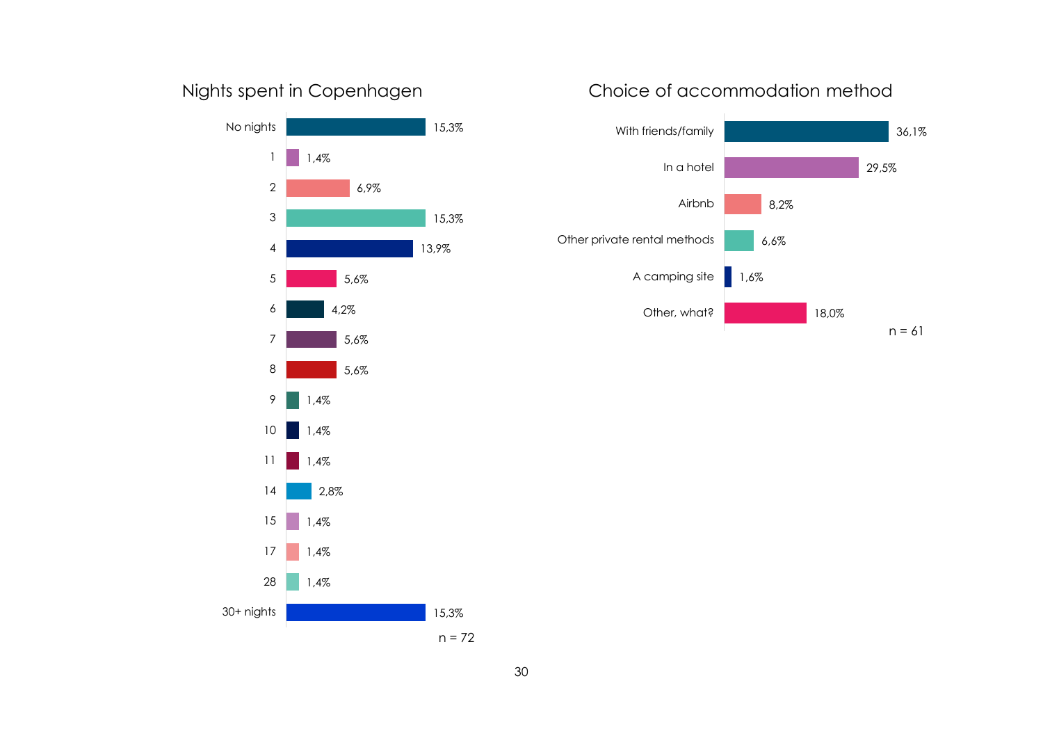## Nights spent in Copenhagen

| Nights | Share |
|---|---|
| No nights | 15,3% |
| 1 | 1,4% |
| 2 | 6,9% |
| 3 | 15,3% |
| 4 | 13,9% |
| 5 | 5,6% |
| 6 | 4,2% |
| 7 | 5,6% |
| 8 | 5,6% |
| 9 | 1,4% |
| 10 | 1,4% |
| 11 | 1,4% |
| 14 | 2,8% |
| 15 | 1,4% |
| 17 | 1,4% |
| 28 | 1,4% |
| 30+ nights | 15,3% |

n = 72

## Choice of accommodation method

| Accommodation method | Share |
|---|---|
| With friends/family | 36,1% |
| In a hotel | 29,5% |
| Airbnb | 8,2% |
| Other private rental methods | 6,6% |
| A camping site | 1,6% |
| Other, what? | 18,0% |

n = 61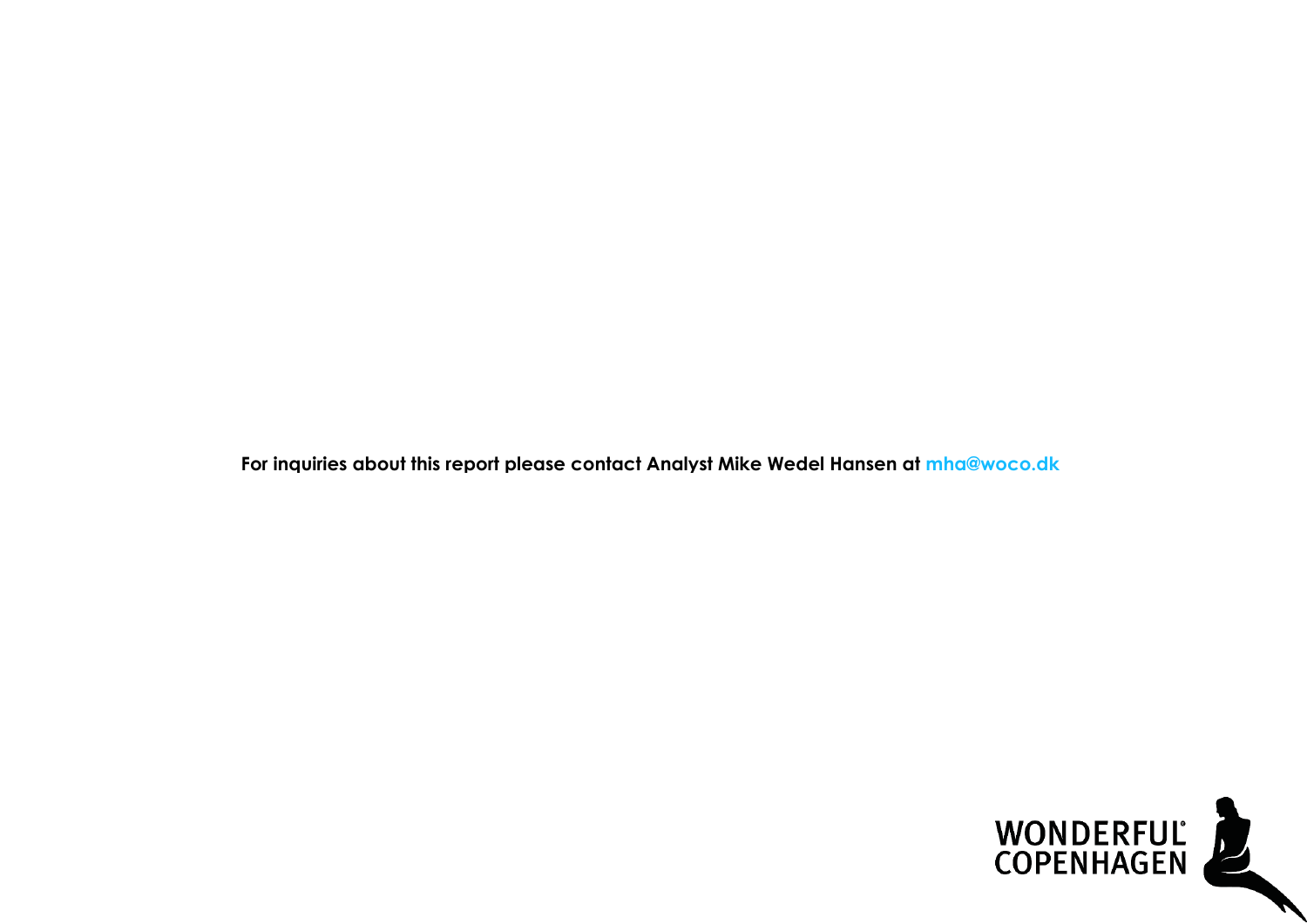**For inquiries about this report please contact Analyst Mike Wedel Hansen at mha@woco.dk**

WONDERFUL COPENHAGEN